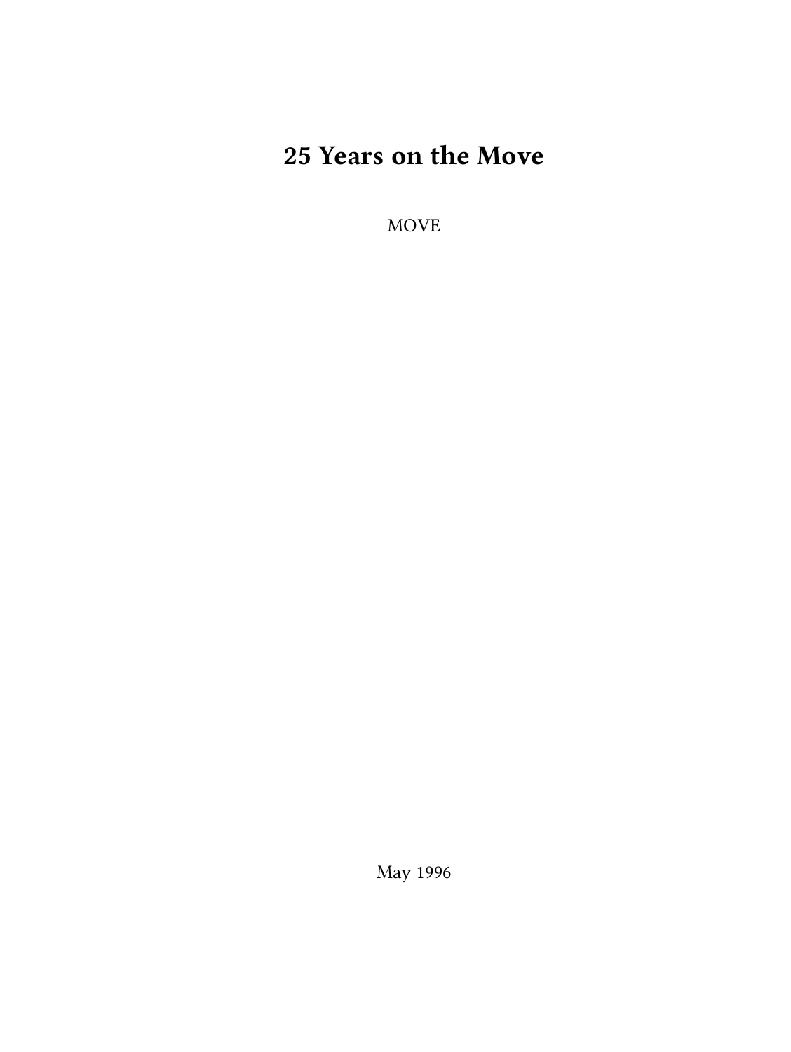# 25 Years on the Move

MOVE

May 1996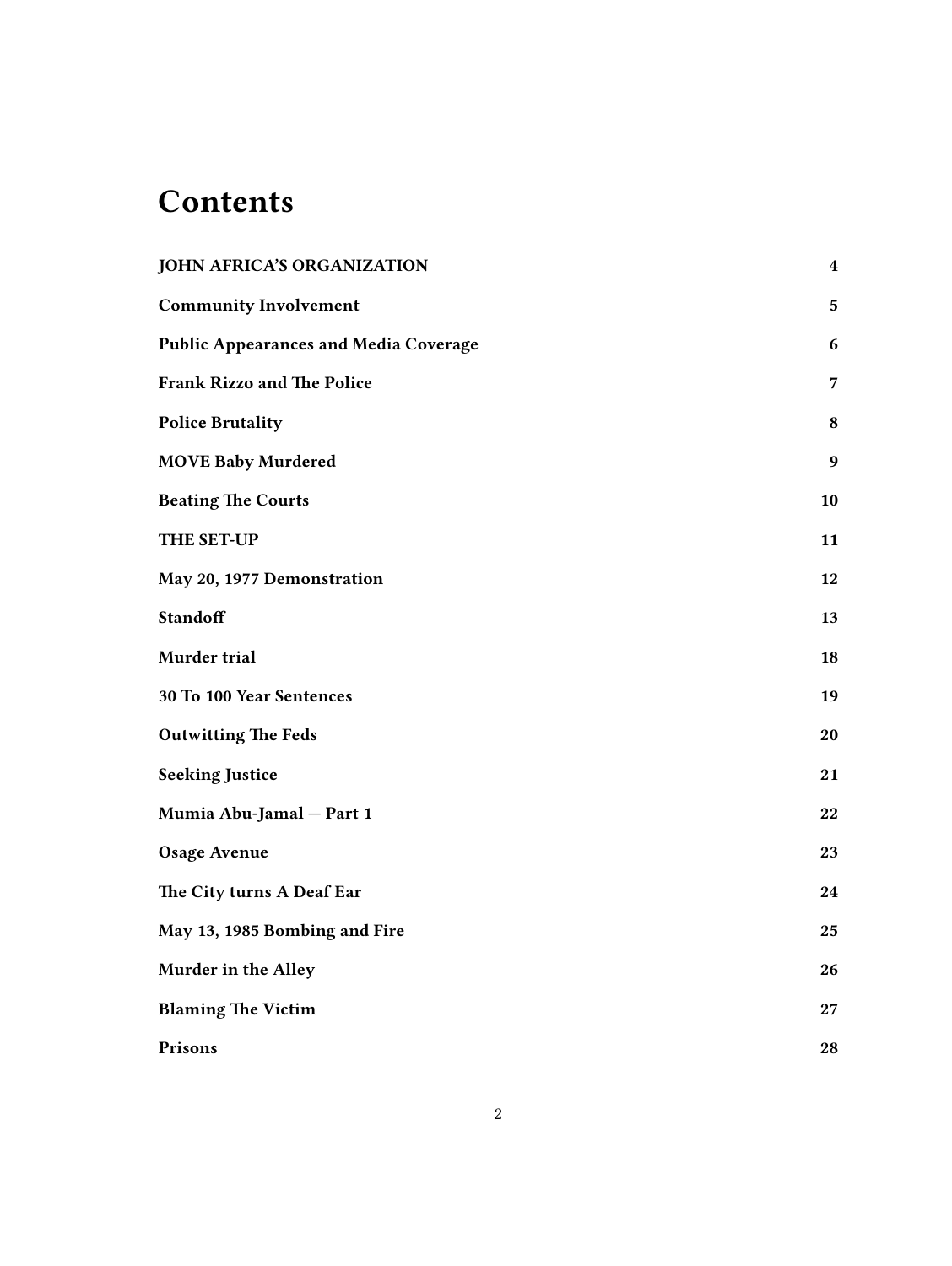# Contents

| | |
|---|---|
| **JOHN AFRICA'S ORGANIZATION** | **4** |
| **Community Involvement** | **5** |
| **Public Appearances and Media Coverage** | **6** |
| **Frank Rizzo and The Police** | **7** |
| **Police Brutality** | **8** |
| **MOVE Baby Murdered** | **9** |
| **Beating The Courts** | **10** |
| **THE SET-UP** | **11** |
| **May 20, 1977 Demonstration** | **12** |
| **Standoff** | **13** |
| **Murder trial** | **18** |
| **30 To 100 Year Sentences** | **19** |
| **Outwitting The Feds** | **20** |
| **Seeking Justice** | **21** |
| **Mumia Abu-Jamal — Part 1** | **22** |
| **Osage Avenue** | **23** |
| **The City turns A Deaf Ear** | **24** |
| **May 13, 1985 Bombing and Fire** | **25** |
| **Murder in the Alley** | **26** |
| **Blaming The Victim** | **27** |
| **Prisons** | **28** |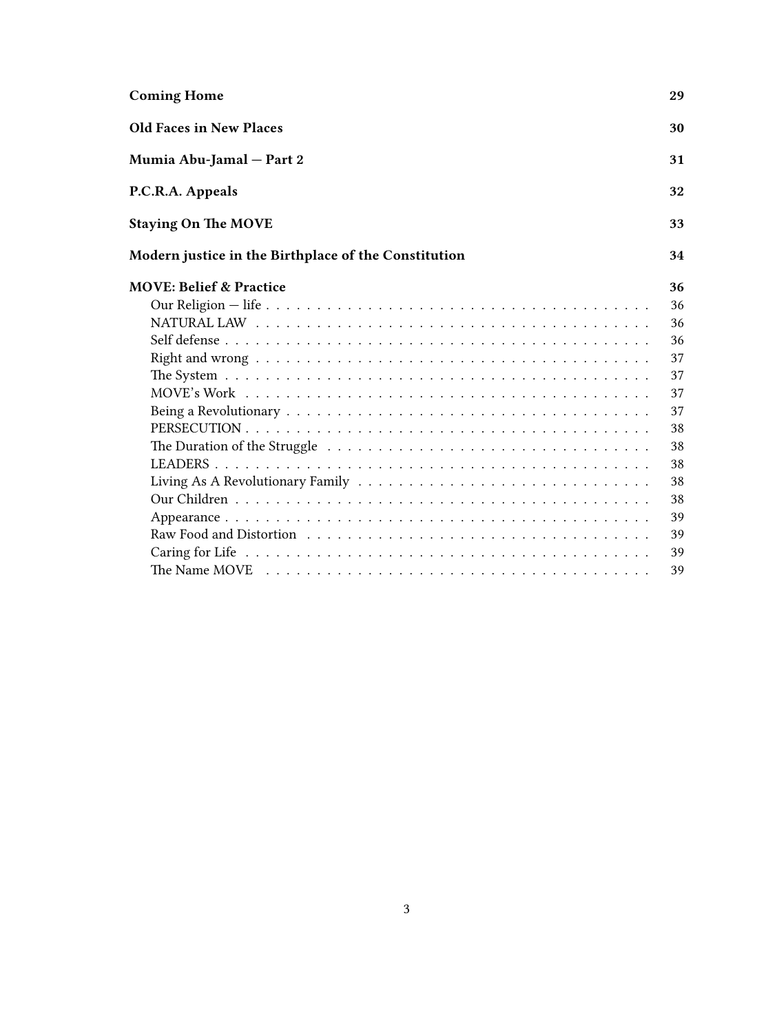**Coming Home** 29

**Old Faces in New Places** 30

**Mumia Abu-Jamal — Part 2** 31

**P.C.R.A. Appeals** 32

**Staying On The MOVE** 33

**Modern justice in the Birthplace of the Constitution** 34

**MOVE: Belief & Practice** 36

- Our Religion — life . . . . . 36
- NATURAL LAW . . . . . 36
- Self defense . . . . . 36
- Right and wrong . . . . . 37
- The System . . . . . 37
- MOVE's Work . . . . . 37
- Being a Revolutionary . . . . . 37
- PERSECUTION . . . . . 38
- The Duration of the Struggle . . . . . 38
- LEADERS . . . . . 38
- Living As A Revolutionary Family . . . . . 38
- Our Children . . . . . 38
- Appearance . . . . . 39
- Raw Food and Distortion . . . . . 39
- Caring for Life . . . . . 39
- The Name MOVE . . . . . 39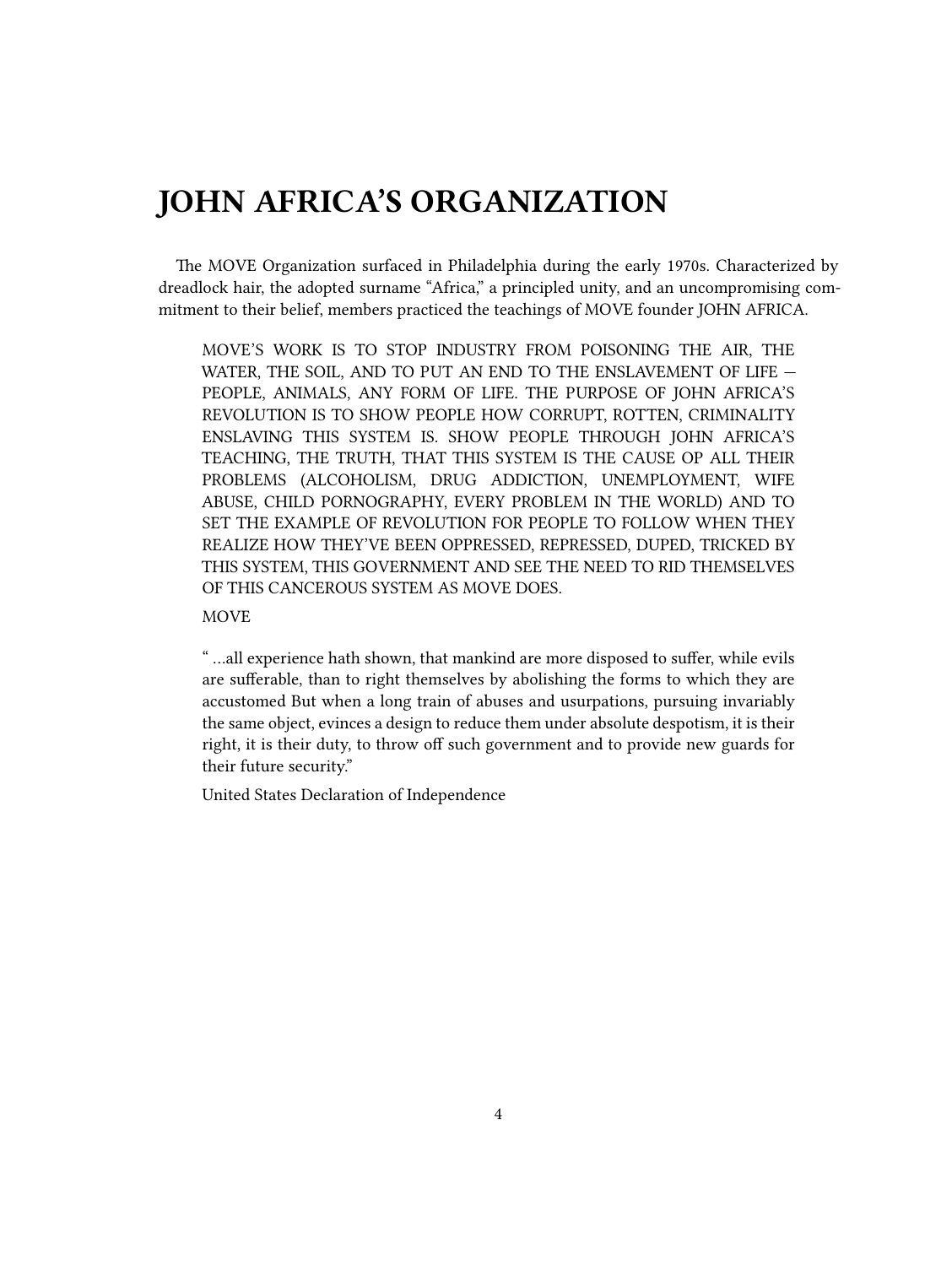# JOHN AFRICA'S ORGANIZATION

The MOVE Organization surfaced in Philadelphia during the early 1970s. Characterized by dreadlock hair, the adopted surname "Africa," a principled unity, and an uncompromising commitment to their belief, members practiced the teachings of MOVE founder JOHN AFRICA.

> MOVE'S WORK IS TO STOP INDUSTRY FROM POISONING THE AIR, THE WATER, THE SOIL, AND TO PUT AN END TO THE ENSLAVEMENT OF LIFE — PEOPLE, ANIMALS, ANY FORM OF LIFE. THE PURPOSE OF JOHN AFRICA'S REVOLUTION IS TO SHOW PEOPLE HOW CORRUPT, ROTTEN, CRIMINALITY ENSLAVING THIS SYSTEM IS. SHOW PEOPLE THROUGH JOHN AFRICA'S TEACHING, THE TRUTH, THAT THIS SYSTEM IS THE CAUSE OP ALL THEIR PROBLEMS (ALCOHOLISM, DRUG ADDICTION, UNEMPLOYMENT, WIFE ABUSE, CHILD PORNOGRAPHY, EVERY PROBLEM IN THE WORLD) AND TO SET THE EXAMPLE OF REVOLUTION FOR PEOPLE TO FOLLOW WHEN THEY REALIZE HOW THEY'VE BEEN OPPRESSED, REPRESSED, DUPED, TRICKED BY THIS SYSTEM, THIS GOVERNMENT AND SEE THE NEED TO RID THEMSELVES OF THIS CANCEROUS SYSTEM AS MOVE DOES.
>
> MOVE

> " …all experience hath shown, that mankind are more disposed to suffer, while evils are sufferable, than to right themselves by abolishing the forms to which they are accustomed But when a long train of abuses and usurpations, pursuing invariably the same object, evinces a design to reduce them under absolute despotism, it is their right, it is their duty, to throw off such government and to provide new guards for their future security."
>
> United States Declaration of Independence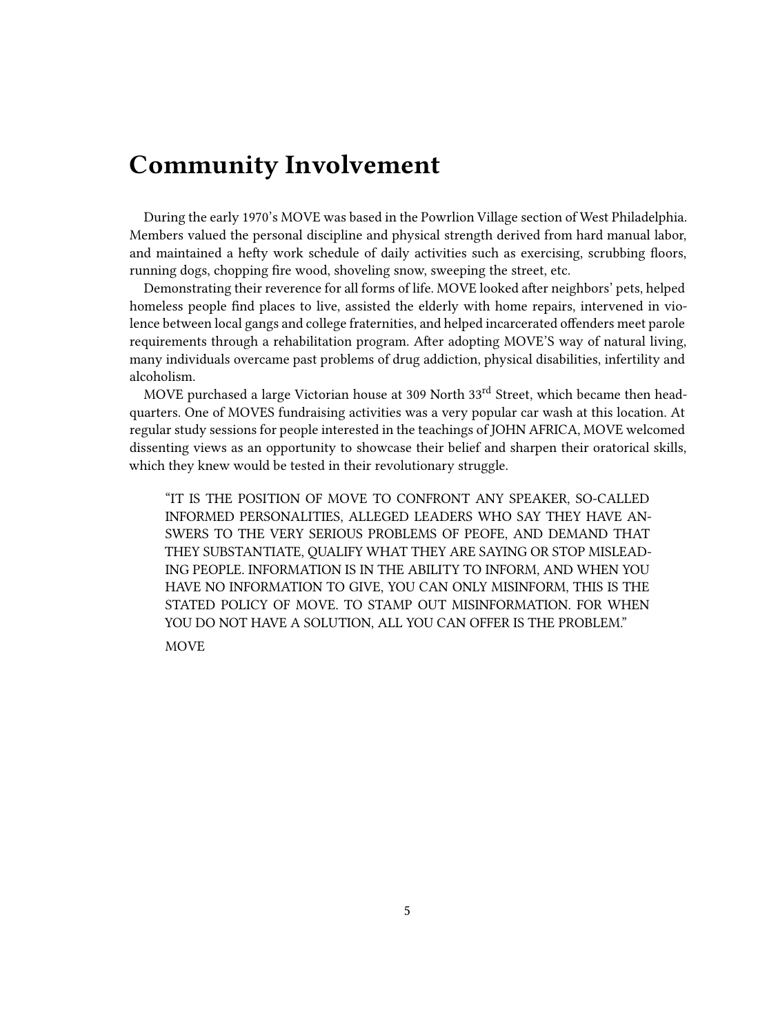## Community Involvement

During the early 1970's MOVE was based in the Powrlion Village section of West Philadelphia. Members valued the personal discipline and physical strength derived from hard manual labor, and maintained a hefty work schedule of daily activities such as exercising, scrubbing floors, running dogs, chopping fire wood, shoveling snow, sweeping the street, etc.

Demonstrating their reverence for all forms of life. MOVE looked after neighbors' pets, helped homeless people find places to live, assisted the elderly with home repairs, intervened in violence between local gangs and college fraternities, and helped incarcerated offenders meet parole requirements through a rehabilitation program. After adopting MOVE'S way of natural living, many individuals overcame past problems of drug addiction, physical disabilities, infertility and alcoholism.

MOVE purchased a large Victorian house at 309 North 33rd Street, which became then headquarters. One of MOVES fundraising activities was a very popular car wash at this location. At regular study sessions for people interested in the teachings of JOHN AFRICA, MOVE welcomed dissenting views as an opportunity to showcase their belief and sharpen their oratorical skills, which they knew would be tested in their revolutionary struggle.

> "IT IS THE POSITION OF MOVE TO CONFRONT ANY SPEAKER, SO-CALLED INFORMED PERSONALITIES, ALLEGED LEADERS WHO SAY THEY HAVE ANSWERS TO THE VERY SERIOUS PROBLEMS OF PEOFE, AND DEMAND THAT THEY SUBSTANTIATE, QUALIFY WHAT THEY ARE SAYING OR STOP MISLEADING PEOPLE. INFORMATION IS IN THE ABILITY TO INFORM, AND WHEN YOU HAVE NO INFORMATION TO GIVE, YOU CAN ONLY MISINFORM, THIS IS THE STATED POLICY OF MOVE. TO STAMP OUT MISINFORMATION. FOR WHEN YOU DO NOT HAVE A SOLUTION, ALL YOU CAN OFFER IS THE PROBLEM."
>
> MOVE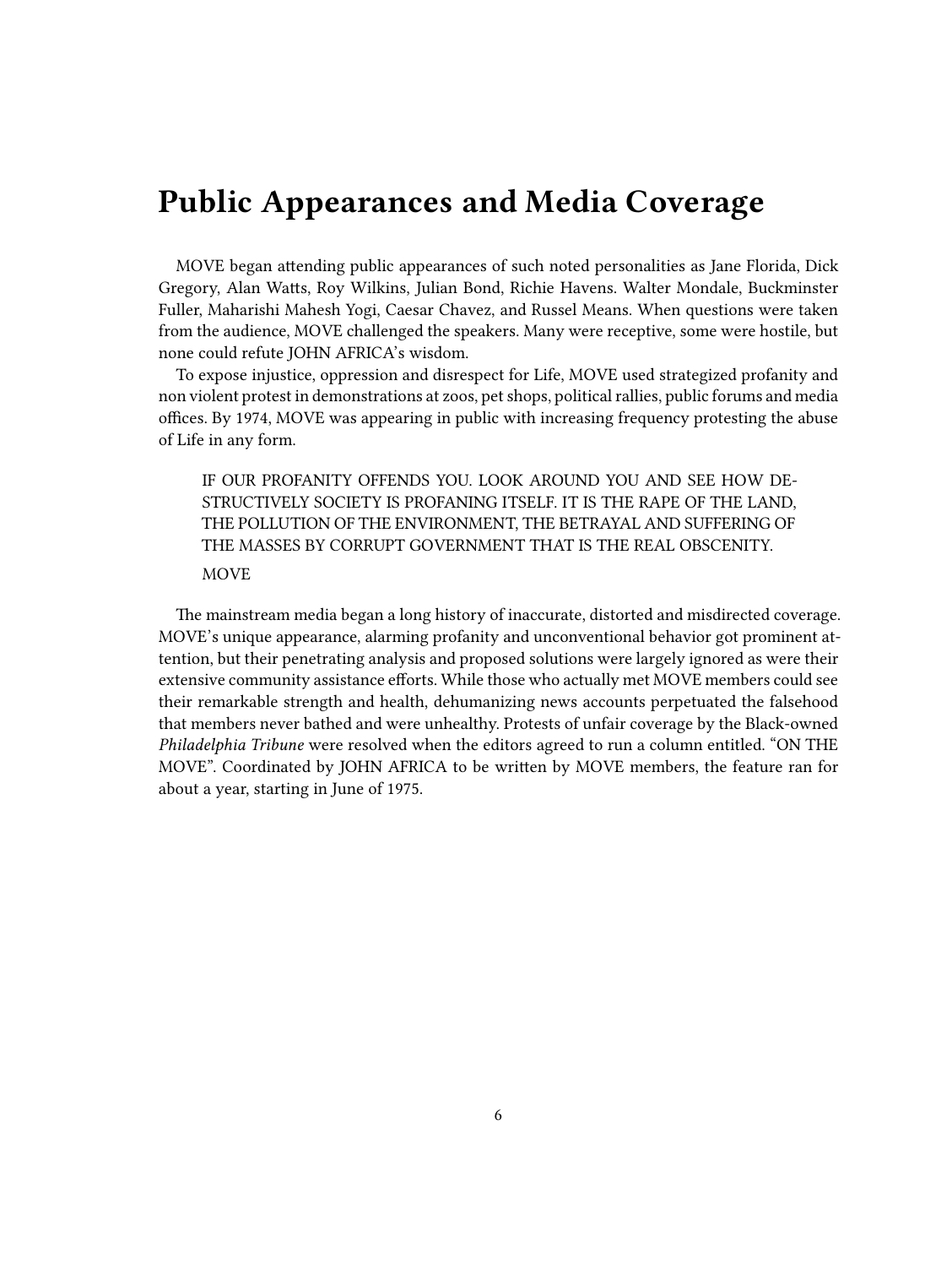# Public Appearances and Media Coverage

MOVE began attending public appearances of such noted personalities as Jane Florida, Dick Gregory, Alan Watts, Roy Wilkins, Julian Bond, Richie Havens. Walter Mondale, Buckminster Fuller, Maharishi Mahesh Yogi, Caesar Chavez, and Russel Means. When questions were taken from the audience, MOVE challenged the speakers. Many were receptive, some were hostile, but none could refute JOHN AFRICA's wisdom.

To expose injustice, oppression and disrespect for Life, MOVE used strategized profanity and non violent protest in demonstrations at zoos, pet shops, political rallies, public forums and media offices. By 1974, MOVE was appearing in public with increasing frequency protesting the abuse of Life in any form.

> IF OUR PROFANITY OFFENDS YOU. LOOK AROUND YOU AND SEE HOW DESTRUCTIVELY SOCIETY IS PROFANING ITSELF. IT IS THE RAPE OF THE LAND, THE POLLUTION OF THE ENVIRONMENT, THE BETRAYAL AND SUFFERING OF THE MASSES BY CORRUPT GOVERNMENT THAT IS THE REAL OBSCENITY.
>
> MOVE

The mainstream media began a long history of inaccurate, distorted and misdirected coverage. MOVE's unique appearance, alarming profanity and unconventional behavior got prominent attention, but their penetrating analysis and proposed solutions were largely ignored as were their extensive community assistance efforts. While those who actually met MOVE members could see their remarkable strength and health, dehumanizing news accounts perpetuated the falsehood that members never bathed and were unhealthy. Protests of unfair coverage by the Black-owned *Philadelphia Tribune* were resolved when the editors agreed to run a column entitled. "ON THE MOVE". Coordinated by JOHN AFRICA to be written by MOVE members, the feature ran for about a year, starting in June of 1975.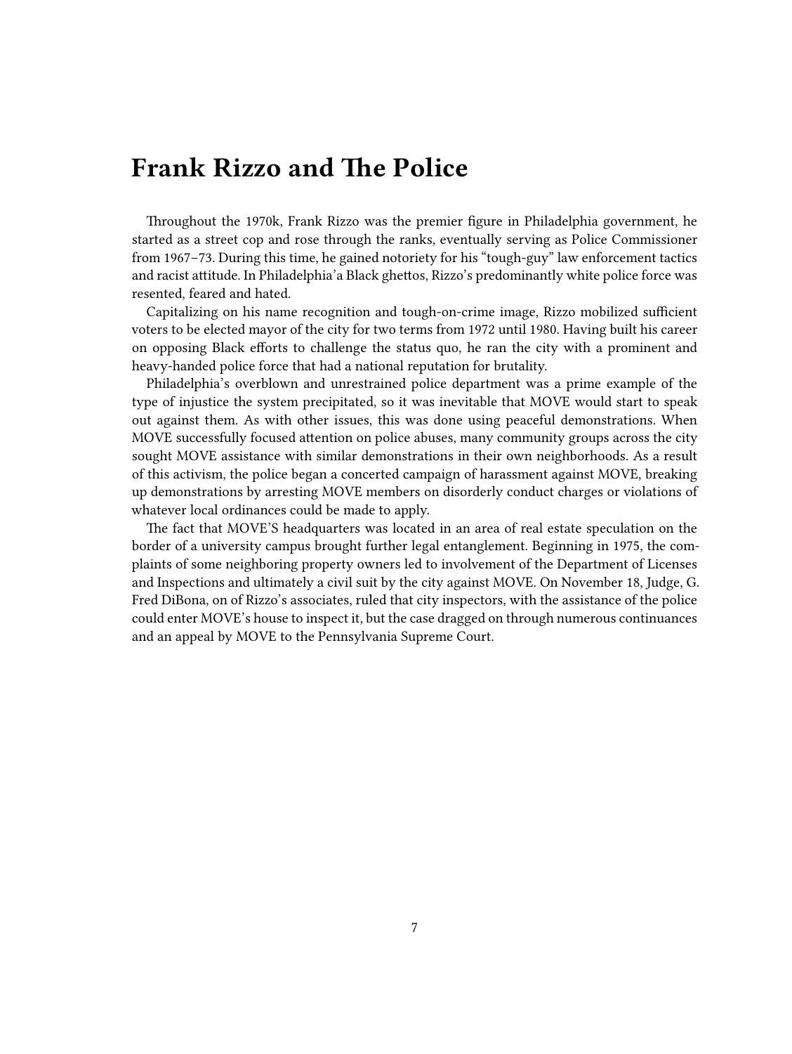# Frank Rizzo and The Police

Throughout the 1970k, Frank Rizzo was the premier figure in Philadelphia government, he started as a street cop and rose through the ranks, eventually serving as Police Commissioner from 1967–73. During this time, he gained notoriety for his "tough-guy" law enforcement tactics and racist attitude. In Philadelphia'a Black ghettos, Rizzo's predominantly white police force was resented, feared and hated.

Capitalizing on his name recognition and tough-on-crime image, Rizzo mobilized sufficient voters to be elected mayor of the city for two terms from 1972 until 1980. Having built his career on opposing Black efforts to challenge the status quo, he ran the city with a prominent and heavy-handed police force that had a national reputation for brutality.

Philadelphia's overblown and unrestrained police department was a prime example of the type of injustice the system precipitated, so it was inevitable that MOVE would start to speak out against them. As with other issues, this was done using peaceful demonstrations. When MOVE successfully focused attention on police abuses, many community groups across the city sought MOVE assistance with similar demonstrations in their own neighborhoods. As a result of this activism, the police began a concerted campaign of harassment against MOVE, breaking up demonstrations by arresting MOVE members on disorderly conduct charges or violations of whatever local ordinances could be made to apply.

The fact that MOVE'S headquarters was located in an area of real estate speculation on the border of a university campus brought further legal entanglement. Beginning in 1975, the complaints of some neighboring property owners led to involvement of the Department of Licenses and Inspections and ultimately a civil suit by the city against MOVE. On November 18, Judge, G. Fred DiBona, on of Rizzo's associates, ruled that city inspectors, with the assistance of the police could enter MOVE's house to inspect it, but the case dragged on through numerous continuances and an appeal by MOVE to the Pennsylvania Supreme Court.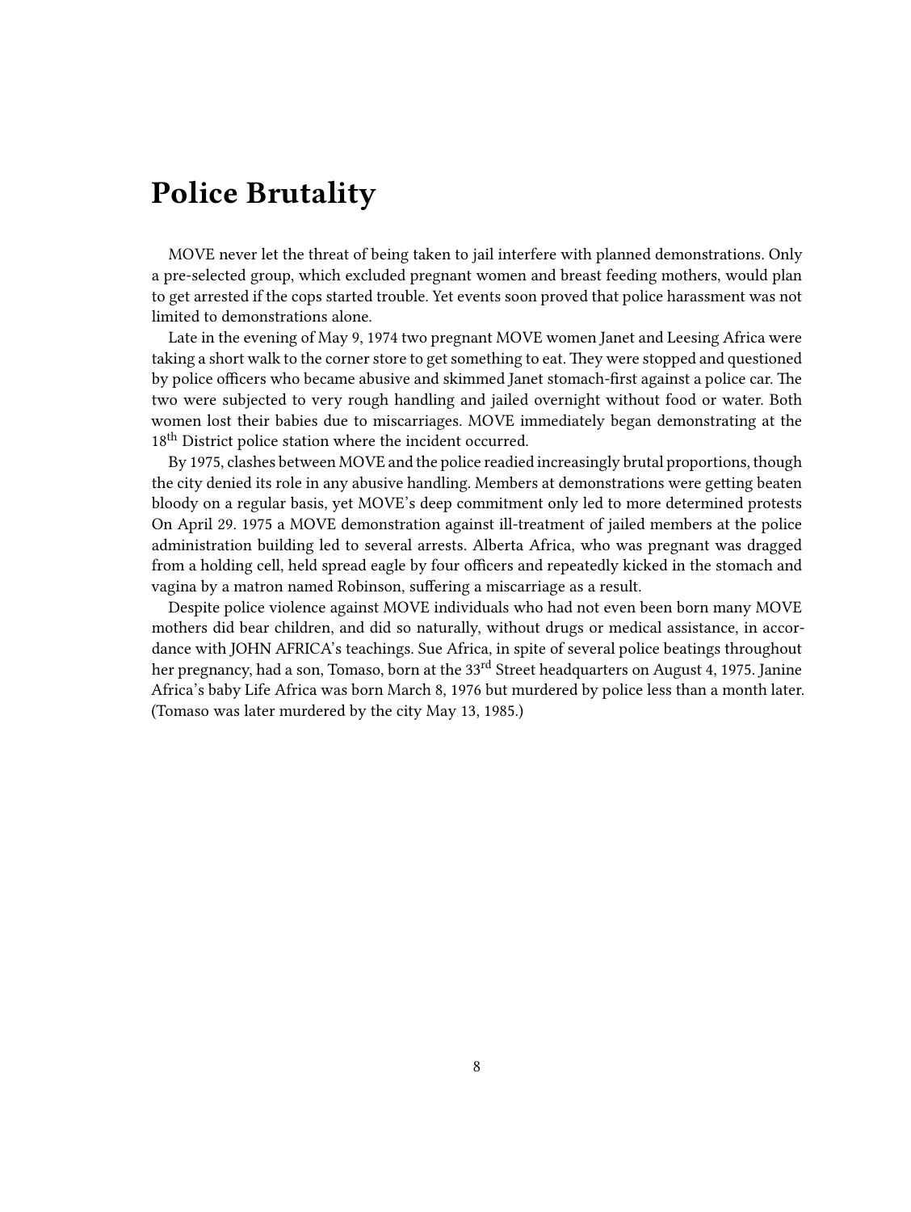# Police Brutality

MOVE never let the threat of being taken to jail interfere with planned demonstrations. Only a pre-selected group, which excluded pregnant women and breast feeding mothers, would plan to get arrested if the cops started trouble. Yet events soon proved that police harassment was not limited to demonstrations alone.

Late in the evening of May 9, 1974 two pregnant MOVE women Janet and Leesing Africa were taking a short walk to the corner store to get something to eat. They were stopped and questioned by police officers who became abusive and skimmed Janet stomach-first against a police car. The two were subjected to very rough handling and jailed overnight without food or water. Both women lost their babies due to miscarriages. MOVE immediately began demonstrating at the 18th District police station where the incident occurred.

By 1975, clashes between MOVE and the police readied increasingly brutal proportions, though the city denied its role in any abusive handling. Members at demonstrations were getting beaten bloody on a regular basis, yet MOVE's deep commitment only led to more determined protests On April 29. 1975 a MOVE demonstration against ill-treatment of jailed members at the police administration building led to several arrests. Alberta Africa, who was pregnant was dragged from a holding cell, held spread eagle by four officers and repeatedly kicked in the stomach and vagina by a matron named Robinson, suffering a miscarriage as a result.

Despite police violence against MOVE individuals who had not even been born many MOVE mothers did bear children, and did so naturally, without drugs or medical assistance, in accordance with JOHN AFRICA's teachings. Sue Africa, in spite of several police beatings throughout her pregnancy, had a son, Tomaso, born at the 33rd Street headquarters on August 4, 1975. Janine Africa's baby Life Africa was born March 8, 1976 but murdered by police less than a month later. (Tomaso was later murdered by the city May 13, 1985.)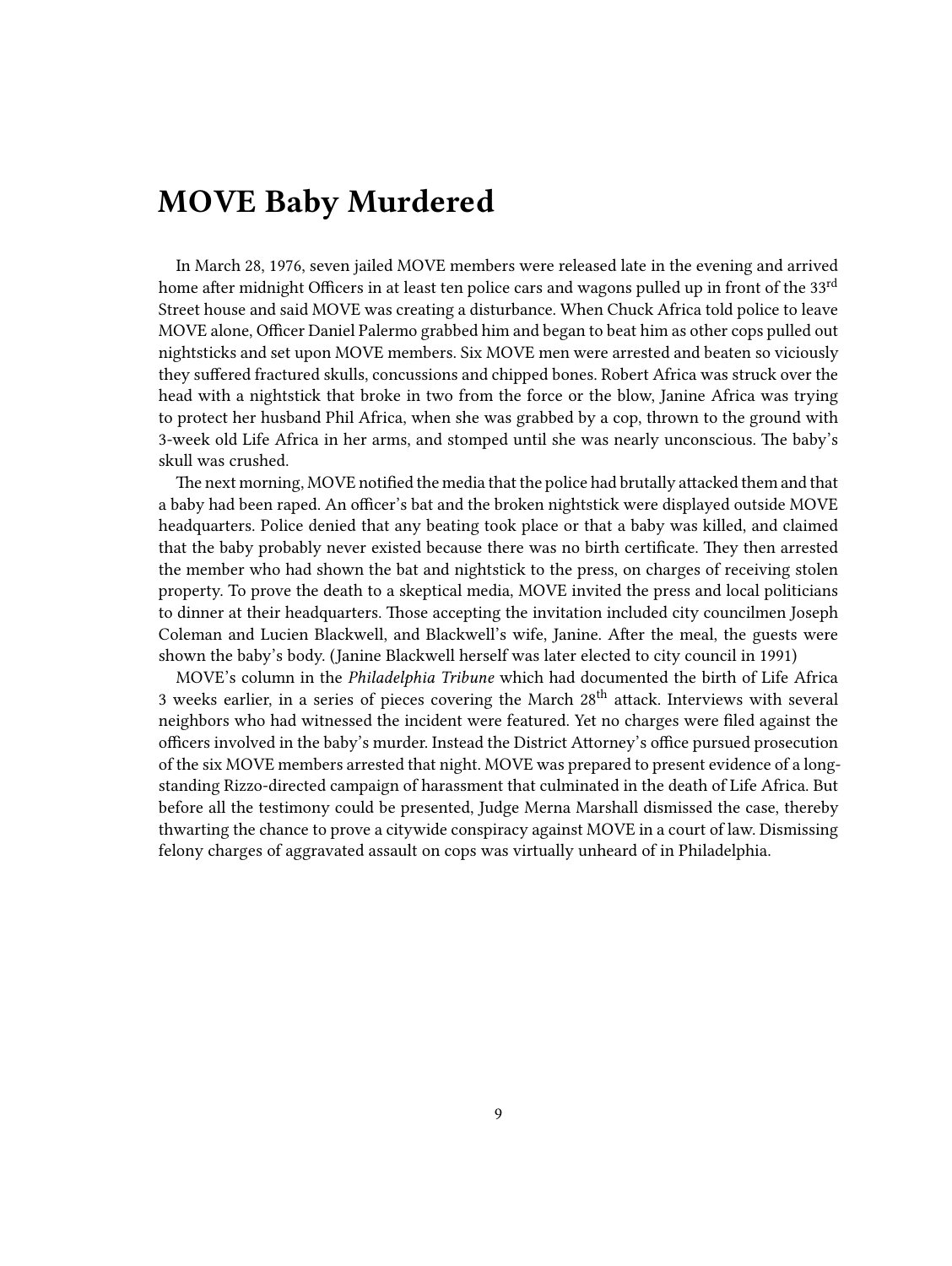# MOVE Baby Murdered

In March 28, 1976, seven jailed MOVE members were released late in the evening and arrived home after midnight Officers in at least ten police cars and wagons pulled up in front of the 33rd Street house and said MOVE was creating a disturbance. When Chuck Africa told police to leave MOVE alone, Officer Daniel Palermo grabbed him and began to beat him as other cops pulled out nightsticks and set upon MOVE members. Six MOVE men were arrested and beaten so viciously they suffered fractured skulls, concussions and chipped bones. Robert Africa was struck over the head with a nightstick that broke in two from the force or the blow, Janine Africa was trying to protect her husband Phil Africa, when she was grabbed by a cop, thrown to the ground with 3-week old Life Africa in her arms, and stomped until she was nearly unconscious. The baby's skull was crushed.

The next morning, MOVE notified the media that the police had brutally attacked them and that a baby had been raped. An officer's bat and the broken nightstick were displayed outside MOVE headquarters. Police denied that any beating took place or that a baby was killed, and claimed that the baby probably never existed because there was no birth certificate. They then arrested the member who had shown the bat and nightstick to the press, on charges of receiving stolen property. To prove the death to a skeptical media, MOVE invited the press and local politicians to dinner at their headquarters. Those accepting the invitation included city councilmen Joseph Coleman and Lucien Blackwell, and Blackwell's wife, Janine. After the meal, the guests were shown the baby's body. (Janine Blackwell herself was later elected to city council in 1991)

MOVE's column in the *Philadelphia Tribune* which had documented the birth of Life Africa 3 weeks earlier, in a series of pieces covering the March 28th attack. Interviews with several neighbors who had witnessed the incident were featured. Yet no charges were filed against the officers involved in the baby's murder. Instead the District Attorney's office pursued prosecution of the six MOVE members arrested that night. MOVE was prepared to present evidence of a long-standing Rizzo-directed campaign of harassment that culminated in the death of Life Africa. But before all the testimony could be presented, Judge Merna Marshall dismissed the case, thereby thwarting the chance to prove a citywide conspiracy against MOVE in a court of law. Dismissing felony charges of aggravated assault on cops was virtually unheard of in Philadelphia.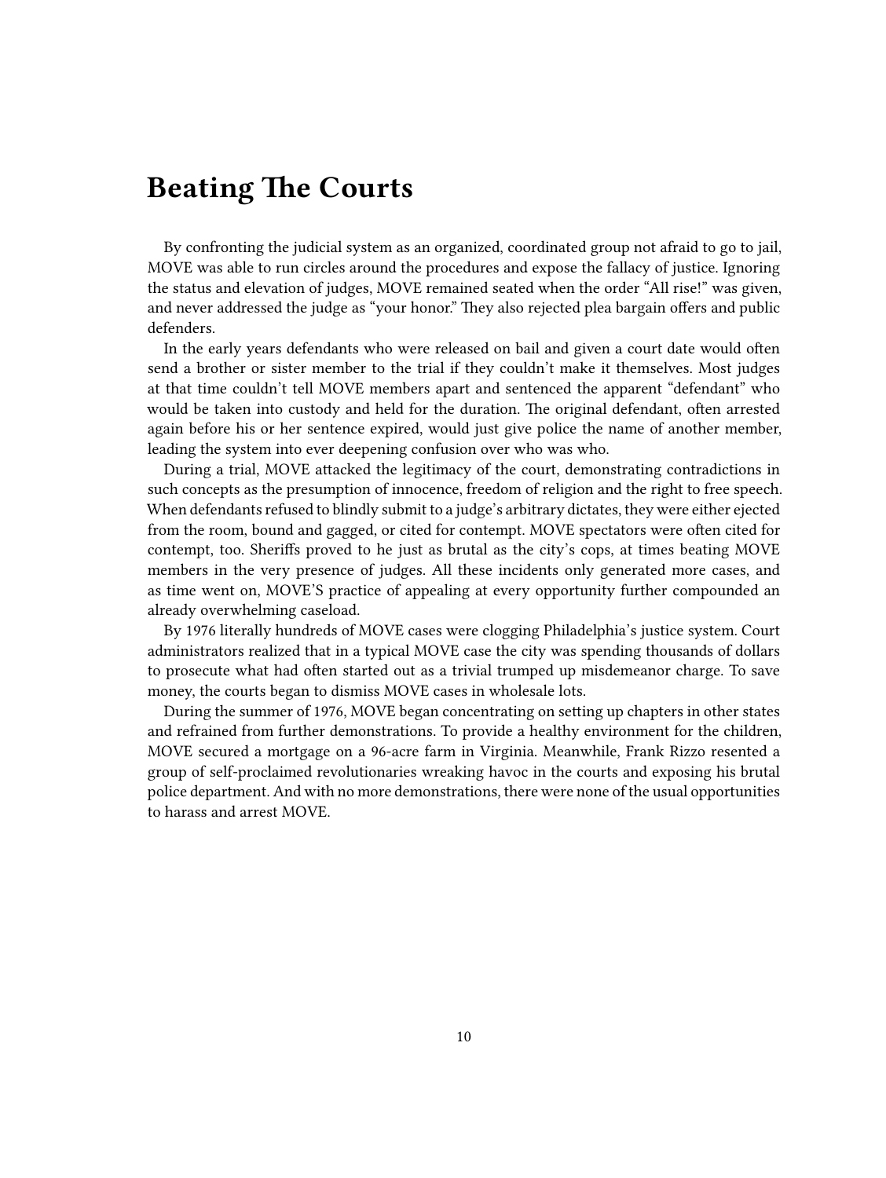# Beating The Courts

By confronting the judicial system as an organized, coordinated group not afraid to go to jail, MOVE was able to run circles around the procedures and expose the fallacy of justice. Ignoring the status and elevation of judges, MOVE remained seated when the order "All rise!" was given, and never addressed the judge as "your honor." They also rejected plea bargain offers and public defenders.

In the early years defendants who were released on bail and given a court date would often send a brother or sister member to the trial if they couldn't make it themselves. Most judges at that time couldn't tell MOVE members apart and sentenced the apparent "defendant" who would be taken into custody and held for the duration. The original defendant, often arrested again before his or her sentence expired, would just give police the name of another member, leading the system into ever deepening confusion over who was who.

During a trial, MOVE attacked the legitimacy of the court, demonstrating contradictions in such concepts as the presumption of innocence, freedom of religion and the right to free speech. When defendants refused to blindly submit to a judge's arbitrary dictates, they were either ejected from the room, bound and gagged, or cited for contempt. MOVE spectators were often cited for contempt, too. Sheriffs proved to he just as brutal as the city's cops, at times beating MOVE members in the very presence of judges. All these incidents only generated more cases, and as time went on, MOVE'S practice of appealing at every opportunity further compounded an already overwhelming caseload.

By 1976 literally hundreds of MOVE cases were clogging Philadelphia's justice system. Court administrators realized that in a typical MOVE case the city was spending thousands of dollars to prosecute what had often started out as a trivial trumped up misdemeanor charge. To save money, the courts began to dismiss MOVE cases in wholesale lots.

During the summer of 1976, MOVE began concentrating on setting up chapters in other states and refrained from further demonstrations. To provide a healthy environment for the children, MOVE secured a mortgage on a 96-acre farm in Virginia. Meanwhile, Frank Rizzo resented a group of self-proclaimed revolutionaries wreaking havoc in the courts and exposing his brutal police department. And with no more demonstrations, there were none of the usual opportunities to harass and arrest MOVE.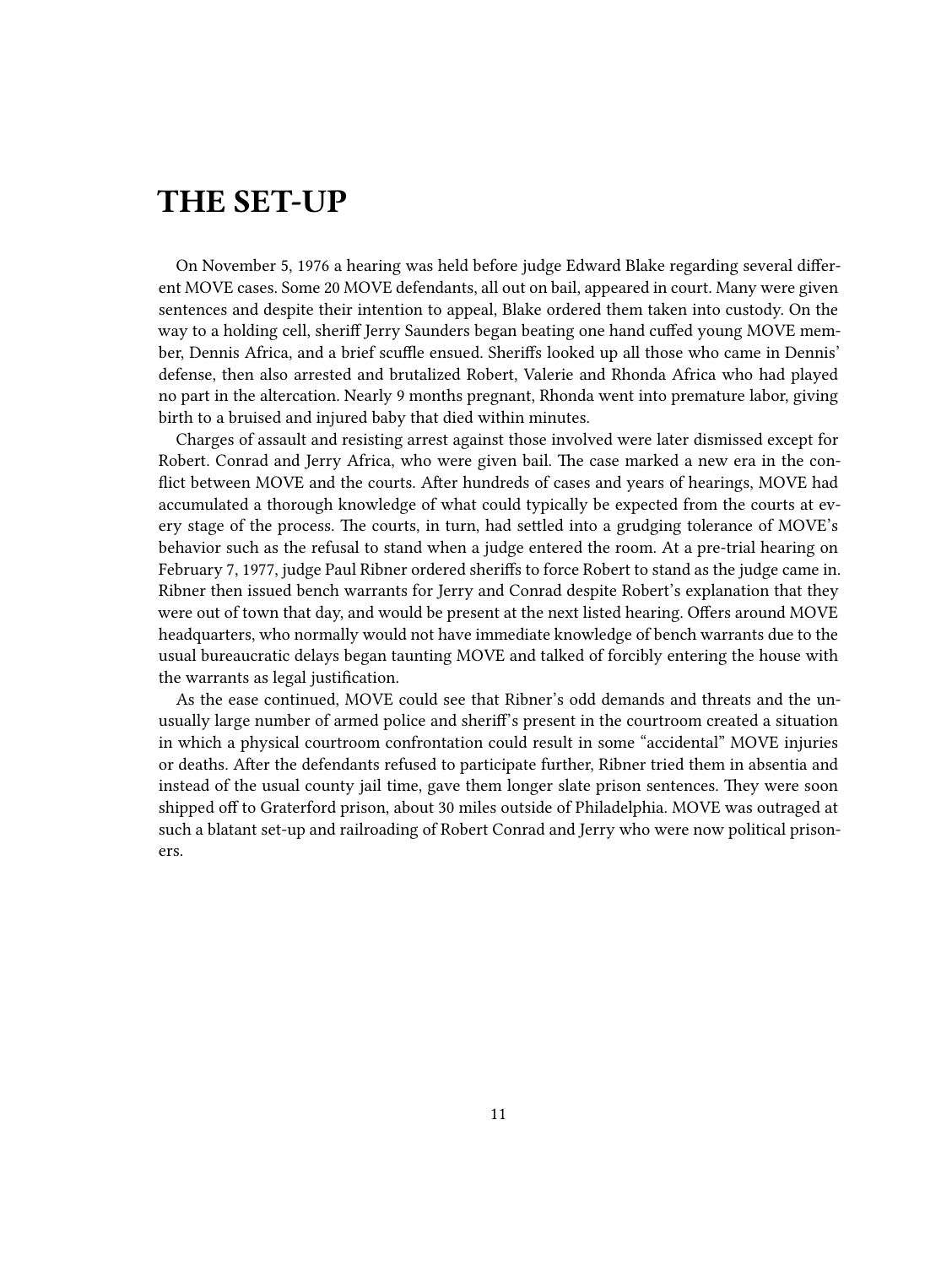# THE SET-UP

On November 5, 1976 a hearing was held before judge Edward Blake regarding several different MOVE cases. Some 20 MOVE defendants, all out on bail, appeared in court. Many were given sentences and despite their intention to appeal, Blake ordered them taken into custody. On the way to a holding cell, sheriff Jerry Saunders began beating one hand cuffed young MOVE member, Dennis Africa, and a brief scuffle ensued. Sheriffs looked up all those who came in Dennis' defense, then also arrested and brutalized Robert, Valerie and Rhonda Africa who had played no part in the altercation. Nearly 9 months pregnant, Rhonda went into premature labor, giving birth to a bruised and injured baby that died within minutes.

Charges of assault and resisting arrest against those involved were later dismissed except for Robert. Conrad and Jerry Africa, who were given bail. The case marked a new era in the conflict between MOVE and the courts. After hundreds of cases and years of hearings, MOVE had accumulated a thorough knowledge of what could typically be expected from the courts at every stage of the process. The courts, in turn, had settled into a grudging tolerance of MOVE's behavior such as the refusal to stand when a judge entered the room. At a pre-trial hearing on February 7, 1977, judge Paul Ribner ordered sheriffs to force Robert to stand as the judge came in. Ribner then issued bench warrants for Jerry and Conrad despite Robert's explanation that they were out of town that day, and would be present at the next listed hearing. Offers around MOVE headquarters, who normally would not have immediate knowledge of bench warrants due to the usual bureaucratic delays began taunting MOVE and talked of forcibly entering the house with the warrants as legal justification.

As the ease continued, MOVE could see that Ribner's odd demands and threats and the unusually large number of armed police and sheriff's present in the courtroom created a situation in which a physical courtroom confrontation could result in some "accidental" MOVE injuries or deaths. After the defendants refused to participate further, Ribner tried them in absentia and instead of the usual county jail time, gave them longer slate prison sentences. They were soon shipped off to Graterford prison, about 30 miles outside of Philadelphia. MOVE was outraged at such a blatant set-up and railroading of Robert Conrad and Jerry who were now political prisoners.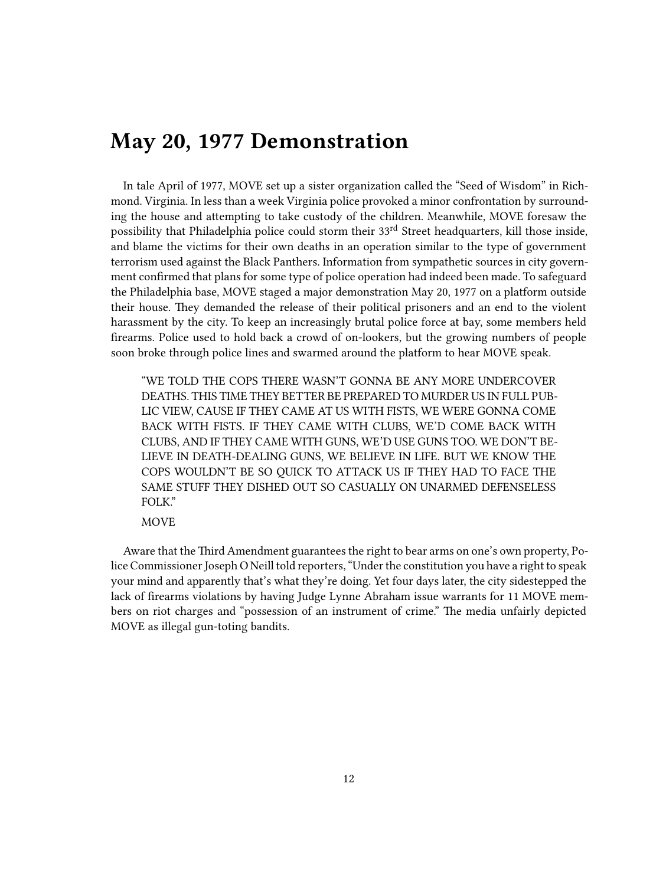## May 20, 1977 Demonstration

In tale April of 1977, MOVE set up a sister organization called the "Seed of Wisdom" in Richmond. Virginia. In less than a week Virginia police provoked a minor confrontation by surrounding the house and attempting to take custody of the children. Meanwhile, MOVE foresaw the possibility that Philadelphia police could storm their 33rd Street headquarters, kill those inside, and blame the victims for their own deaths in an operation similar to the type of government terrorism used against the Black Panthers. Information from sympathetic sources in city government confirmed that plans for some type of police operation had indeed been made. To safeguard the Philadelphia base, MOVE staged a major demonstration May 20, 1977 on a platform outside their house. They demanded the release of their political prisoners and an end to the violent harassment by the city. To keep an increasingly brutal police force at bay, some members held firearms. Police used to hold back a crowd of on-lookers, but the growing numbers of people soon broke through police lines and swarmed around the platform to hear MOVE speak.

> "WE TOLD THE COPS THERE WASN'T GONNA BE ANY MORE UNDERCOVER DEATHS. THIS TIME THEY BETTER BE PREPARED TO MURDER US IN FULL PUBLIC VIEW, CAUSE IF THEY CAME AT US WITH FISTS, WE WERE GONNA COME BACK WITH FISTS. IF THEY CAME WITH CLUBS, WE'D COME BACK WITH CLUBS, AND IF THEY CAME WITH GUNS, WE'D USE GUNS TOO. WE DON'T BELIEVE IN DEATH-DEALING GUNS, WE BELIEVE IN LIFE. BUT WE KNOW THE COPS WOULDN'T BE SO QUICK TO ATTACK US IF THEY HAD TO FACE THE SAME STUFF THEY DISHED OUT SO CASUALLY ON UNARMED DEFENSELESS FOLK."
>
> MOVE

Aware that the Third Amendment guarantees the right to bear arms on one's own property, Police Commissioner Joseph O Neill told reporters, "Under the constitution you have a right to speak your mind and apparently that's what they're doing. Yet four days later, the city sidestepped the lack of firearms violations by having Judge Lynne Abraham issue warrants for 11 MOVE members on riot charges and "possession of an instrument of crime." The media unfairly depicted MOVE as illegal gun-toting bandits.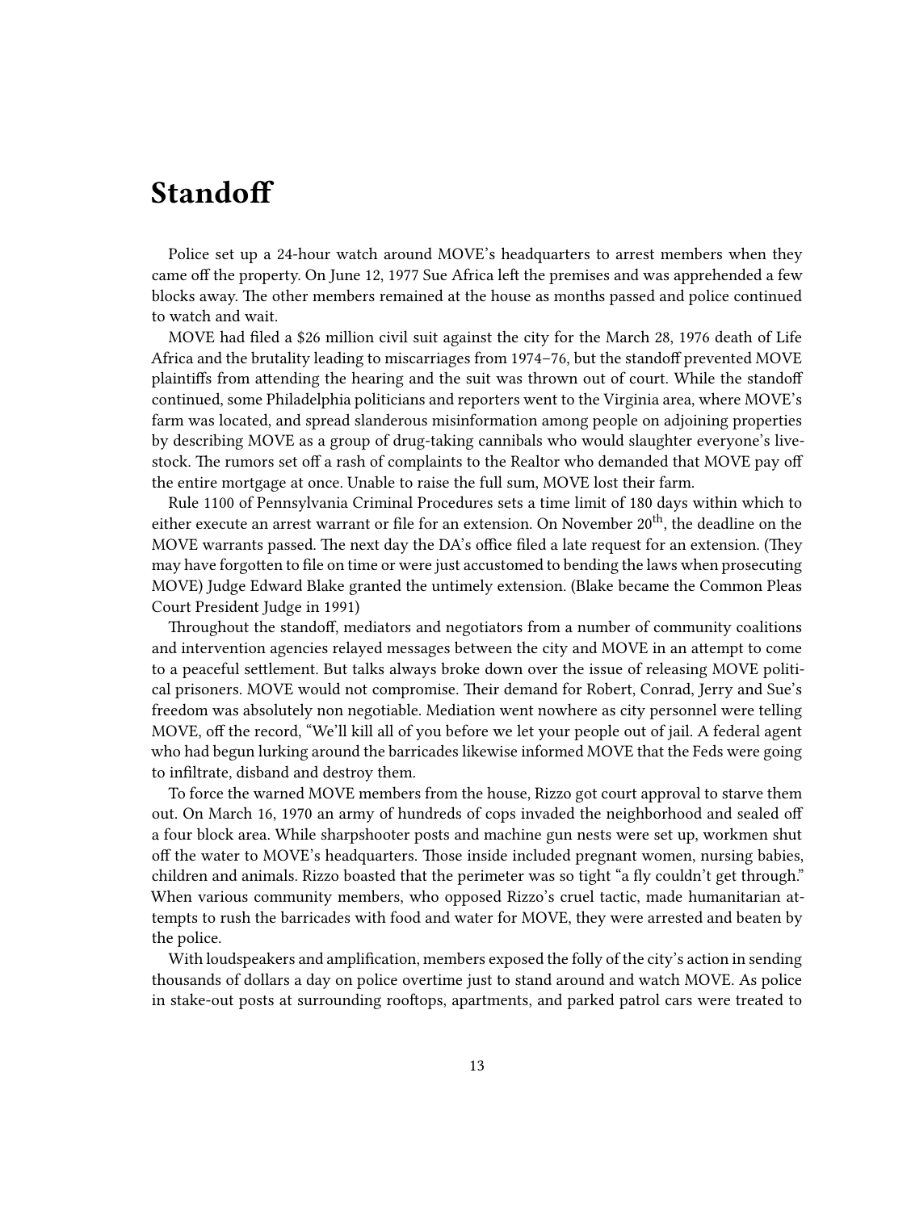# Standoff

Police set up a 24-hour watch around MOVE's headquarters to arrest members when they came off the property. On June 12, 1977 Sue Africa left the premises and was apprehended a few blocks away. The other members remained at the house as months passed and police continued to watch and wait.

MOVE had filed a $26 million civil suit against the city for the March 28, 1976 death of Life Africa and the brutality leading to miscarriages from 1974–76, but the standoff prevented MOVE plaintiffs from attending the hearing and the suit was thrown out of court. While the standoff continued, some Philadelphia politicians and reporters went to the Virginia area, where MOVE's farm was located, and spread slanderous misinformation among people on adjoining properties by describing MOVE as a group of drug-taking cannibals who would slaughter everyone's livestock. The rumors set off a rash of complaints to the Realtor who demanded that MOVE pay off the entire mortgage at once. Unable to raise the full sum, MOVE lost their farm.

Rule 1100 of Pennsylvania Criminal Procedures sets a time limit of 180 days within which to either execute an arrest warrant or file for an extension. On November 20th, the deadline on the MOVE warrants passed. The next day the DA's office filed a late request for an extension. (They may have forgotten to file on time or were just accustomed to bending the laws when prosecuting MOVE) Judge Edward Blake granted the untimely extension. (Blake became the Common Pleas Court President Judge in 1991)

Throughout the standoff, mediators and negotiators from a number of community coalitions and intervention agencies relayed messages between the city and MOVE in an attempt to come to a peaceful settlement. But talks always broke down over the issue of releasing MOVE political prisoners. MOVE would not compromise. Their demand for Robert, Conrad, Jerry and Sue's freedom was absolutely non negotiable. Mediation went nowhere as city personnel were telling MOVE, off the record, "We'll kill all of you before we let your people out of jail. A federal agent who had begun lurking around the barricades likewise informed MOVE that the Feds were going to infiltrate, disband and destroy them.

To force the warned MOVE members from the house, Rizzo got court approval to starve them out. On March 16, 1970 an army of hundreds of cops invaded the neighborhood and sealed off a four block area. While sharpshooter posts and machine gun nests were set up, workmen shut off the water to MOVE's headquarters. Those inside included pregnant women, nursing babies, children and animals. Rizzo boasted that the perimeter was so tight "a fly couldn't get through." When various community members, who opposed Rizzo's cruel tactic, made humanitarian attempts to rush the barricades with food and water for MOVE, they were arrested and beaten by the police.

With loudspeakers and amplification, members exposed the folly of the city's action in sending thousands of dollars a day on police overtime just to stand around and watch MOVE. As police in stake-out posts at surrounding rooftops, apartments, and parked patrol cars were treated to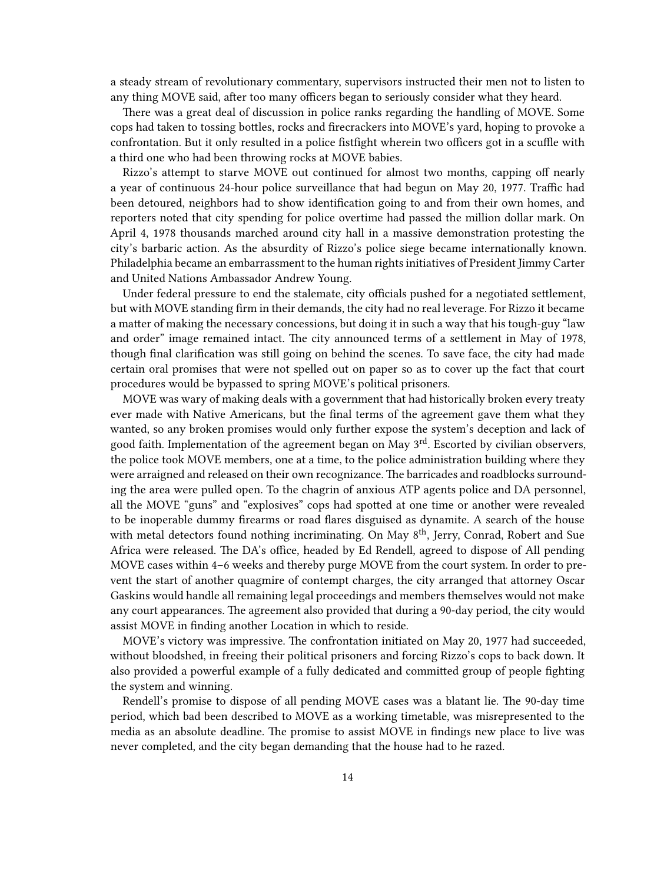a steady stream of revolutionary commentary, supervisors instructed their men not to listen to any thing MOVE said, after too many officers began to seriously consider what they heard.

There was a great deal of discussion in police ranks regarding the handling of MOVE. Some cops had taken to tossing bottles, rocks and firecrackers into MOVE's yard, hoping to provoke a confrontation. But it only resulted in a police fistfight wherein two officers got in a scuffle with a third one who had been throwing rocks at MOVE babies.

Rizzo's attempt to starve MOVE out continued for almost two months, capping off nearly a year of continuous 24-hour police surveillance that had begun on May 20, 1977. Traffic had been detoured, neighbors had to show identification going to and from their own homes, and reporters noted that city spending for police overtime had passed the million dollar mark. On April 4, 1978 thousands marched around city hall in a massive demonstration protesting the city's barbaric action. As the absurdity of Rizzo's police siege became internationally known. Philadelphia became an embarrassment to the human rights initiatives of President Jimmy Carter and United Nations Ambassador Andrew Young.

Under federal pressure to end the stalemate, city officials pushed for a negotiated settlement, but with MOVE standing firm in their demands, the city had no real leverage. For Rizzo it became a matter of making the necessary concessions, but doing it in such a way that his tough-guy "law and order" image remained intact. The city announced terms of a settlement in May of 1978, though final clarification was still going on behind the scenes. To save face, the city had made certain oral promises that were not spelled out on paper so as to cover up the fact that court procedures would be bypassed to spring MOVE's political prisoners.

MOVE was wary of making deals with a government that had historically broken every treaty ever made with Native Americans, but the final terms of the agreement gave them what they wanted, so any broken promises would only further expose the system's deception and lack of good faith. Implementation of the agreement began on May 3rd. Escorted by civilian observers, the police took MOVE members, one at a time, to the police administration building where they were arraigned and released on their own recognizance. The barricades and roadblocks surrounding the area were pulled open. To the chagrin of anxious ATP agents police and DA personnel, all the MOVE "guns" and "explosives" cops had spotted at one time or another were revealed to be inoperable dummy firearms or road flares disguised as dynamite. A search of the house with metal detectors found nothing incriminating. On May 8th, Jerry, Conrad, Robert and Sue Africa were released. The DA's office, headed by Ed Rendell, agreed to dispose of All pending MOVE cases within 4–6 weeks and thereby purge MOVE from the court system. In order to prevent the start of another quagmire of contempt charges, the city arranged that attorney Oscar Gaskins would handle all remaining legal proceedings and members themselves would not make any court appearances. The agreement also provided that during a 90-day period, the city would assist MOVE in finding another Location in which to reside.

MOVE's victory was impressive. The confrontation initiated on May 20, 1977 had succeeded, without bloodshed, in freeing their political prisoners and forcing Rizzo's cops to back down. It also provided a powerful example of a fully dedicated and committed group of people fighting the system and winning.

Rendell's promise to dispose of all pending MOVE cases was a blatant lie. The 90-day time period, which bad been described to MOVE as a working timetable, was misrepresented to the media as an absolute deadline. The promise to assist MOVE in findings new place to live was never completed, and the city began demanding that the house had to he razed.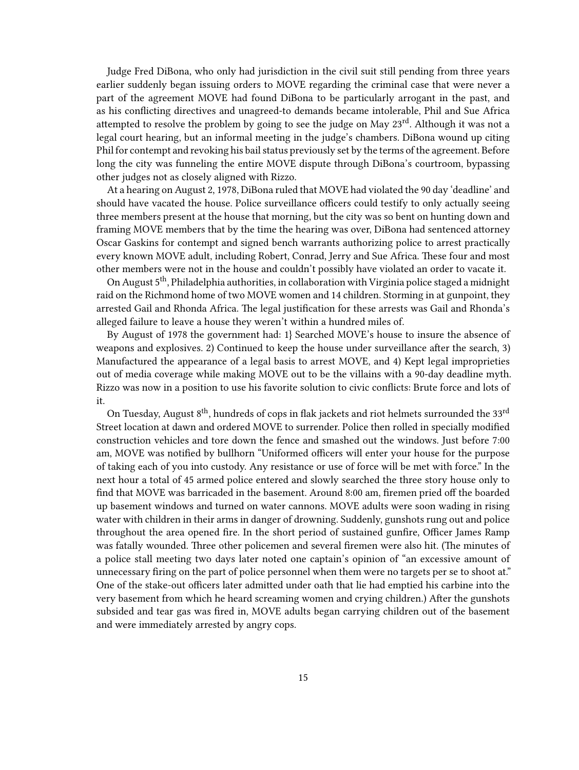Judge Fred DiBona, who only had jurisdiction in the civil suit still pending from three years earlier suddenly began issuing orders to MOVE regarding the criminal case that were never a part of the agreement MOVE had found DiBona to be particularly arrogant in the past, and as his conflicting directives and unagreed-to demands became intolerable, Phil and Sue Africa attempted to resolve the problem by going to see the judge on May 23rd. Although it was not a legal court hearing, but an informal meeting in the judge's chambers. DiBona wound up citing Phil for contempt and revoking his bail status previously set by the terms of the agreement. Before long the city was funneling the entire MOVE dispute through DiBona's courtroom, bypassing other judges not as closely aligned with Rizzo.

At a hearing on August 2, 1978, DiBona ruled that MOVE had violated the 90 day 'deadline' and should have vacated the house. Police surveillance officers could testify to only actually seeing three members present at the house that morning, but the city was so bent on hunting down and framing MOVE members that by the time the hearing was over, DiBona had sentenced attorney Oscar Gaskins for contempt and signed bench warrants authorizing police to arrest practically every known MOVE adult, including Robert, Conrad, Jerry and Sue Africa. These four and most other members were not in the house and couldn't possibly have violated an order to vacate it.

On August 5th, Philadelphia authorities, in collaboration with Virginia police staged a midnight raid on the Richmond home of two MOVE women and 14 children. Storming in at gunpoint, they arrested Gail and Rhonda Africa. The legal justification for these arrests was Gail and Rhonda's alleged failure to leave a house they weren't within a hundred miles of.

By August of 1978 the government had: 1} Searched MOVE's house to insure the absence of weapons and explosives. 2) Continued to keep the house under surveillance after the search, 3) Manufactured the appearance of a legal basis to arrest MOVE, and 4) Kept legal improprieties out of media coverage while making MOVE out to be the villains with a 90-day deadline myth. Rizzo was now in a position to use his favorite solution to civic conflicts: Brute force and lots of it.

On Tuesday, August 8th, hundreds of cops in flak jackets and riot helmets surrounded the 33rd Street location at dawn and ordered MOVE to surrender. Police then rolled in specially modified construction vehicles and tore down the fence and smashed out the windows. Just before 7:00 am, MOVE was notified by bullhorn "Uniformed officers will enter your house for the purpose of taking each of you into custody. Any resistance or use of force will be met with force." In the next hour a total of 45 armed police entered and slowly searched the three story house only to find that MOVE was barricaded in the basement. Around 8:00 am, firemen pried off the boarded up basement windows and turned on water cannons. MOVE adults were soon wading in rising water with children in their arms in danger of drowning. Suddenly, gunshots rung out and police throughout the area opened fire. In the short period of sustained gunfire, Officer James Ramp was fatally wounded. Three other policemen and several firemen were also hit. (The minutes of a police stall meeting two days later noted one captain's opinion of "an excessive amount of unnecessary firing on the part of police personnel when them were no targets per se to shoot at." One of the stake-out officers later admitted under oath that lie had emptied his carbine into the very basement from which he heard screaming women and crying children.) After the gunshots subsided and tear gas was fired in, MOVE adults began carrying children out of the basement and were immediately arrested by angry cops.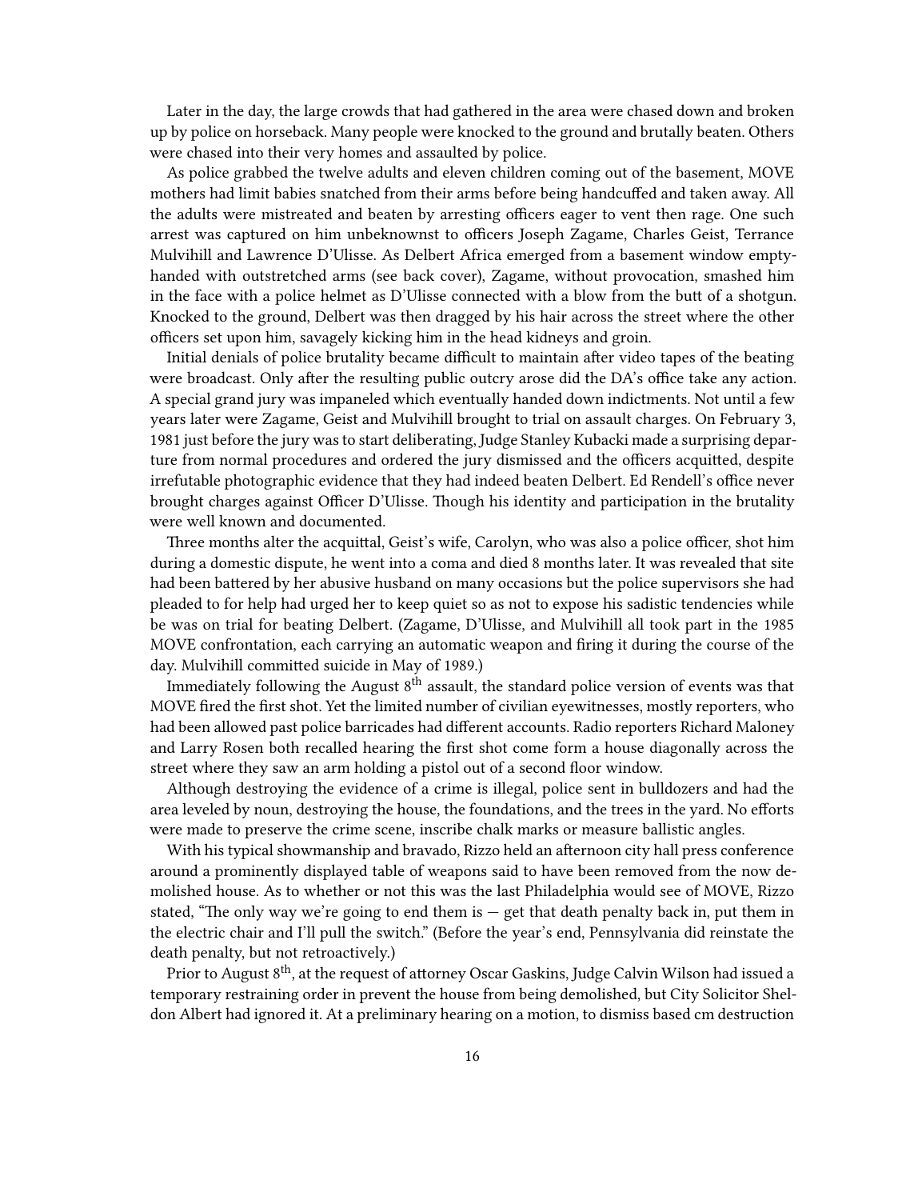Later in the day, the large crowds that had gathered in the area were chased down and broken up by police on horseback. Many people were knocked to the ground and brutally beaten. Others were chased into their very homes and assaulted by police.

As police grabbed the twelve adults and eleven children coming out of the basement, MOVE mothers had limit babies snatched from their arms before being handcuffed and taken away. All the adults were mistreated and beaten by arresting officers eager to vent then rage. One such arrest was captured on him unbeknownst to officers Joseph Zagame, Charles Geist, Terrance Mulvihill and Lawrence D'Ulisse. As Delbert Africa emerged from a basement window empty-handed with outstretched arms (see back cover), Zagame, without provocation, smashed him in the face with a police helmet as D'Ulisse connected with a blow from the butt of a shotgun. Knocked to the ground, Delbert was then dragged by his hair across the street where the other officers set upon him, savagely kicking him in the head kidneys and groin.

Initial denials of police brutality became difficult to maintain after video tapes of the beating were broadcast. Only after the resulting public outcry arose did the DA's office take any action. A special grand jury was impaneled which eventually handed down indictments. Not until a few years later were Zagame, Geist and Mulvihill brought to trial on assault charges. On February 3, 1981 just before the jury was to start deliberating, Judge Stanley Kubacki made a surprising departure from normal procedures and ordered the jury dismissed and the officers acquitted, despite irrefutable photographic evidence that they had indeed beaten Delbert. Ed Rendell's office never brought charges against Officer D'Ulisse. Though his identity and participation in the brutality were well known and documented.

Three months alter the acquittal, Geist's wife, Carolyn, who was also a police officer, shot him during a domestic dispute, he went into a coma and died 8 months later. It was revealed that site had been battered by her abusive husband on many occasions but the police supervisors she had pleaded to for help had urged her to keep quiet so as not to expose his sadistic tendencies while be was on trial for beating Delbert. (Zagame, D'Ulisse, and Mulvihill all took part in the 1985 MOVE confrontation, each carrying an automatic weapon and firing it during the course of the day. Mulvihill committed suicide in May of 1989.)

Immediately following the August 8th assault, the standard police version of events was that MOVE fired the first shot. Yet the limited number of civilian eyewitnesses, mostly reporters, who had been allowed past police barricades had different accounts. Radio reporters Richard Maloney and Larry Rosen both recalled hearing the first shot come form a house diagonally across the street where they saw an arm holding a pistol out of a second floor window.

Although destroying the evidence of a crime is illegal, police sent in bulldozers and had the area leveled by noun, destroying the house, the foundations, and the trees in the yard. No efforts were made to preserve the crime scene, inscribe chalk marks or measure ballistic angles.

With his typical showmanship and bravado, Rizzo held an afternoon city hall press conference around a prominently displayed table of weapons said to have been removed from the now demolished house. As to whether or not this was the last Philadelphia would see of MOVE, Rizzo stated, "The only way we're going to end them is — get that death penalty back in, put them in the electric chair and I'll pull the switch." (Before the year's end, Pennsylvania did reinstate the death penalty, but not retroactively.)

Prior to August 8th, at the request of attorney Oscar Gaskins, Judge Calvin Wilson had issued a temporary restraining order in prevent the house from being demolished, but City Solicitor Sheldon Albert had ignored it. At a preliminary hearing on a motion, to dismiss based cm destruction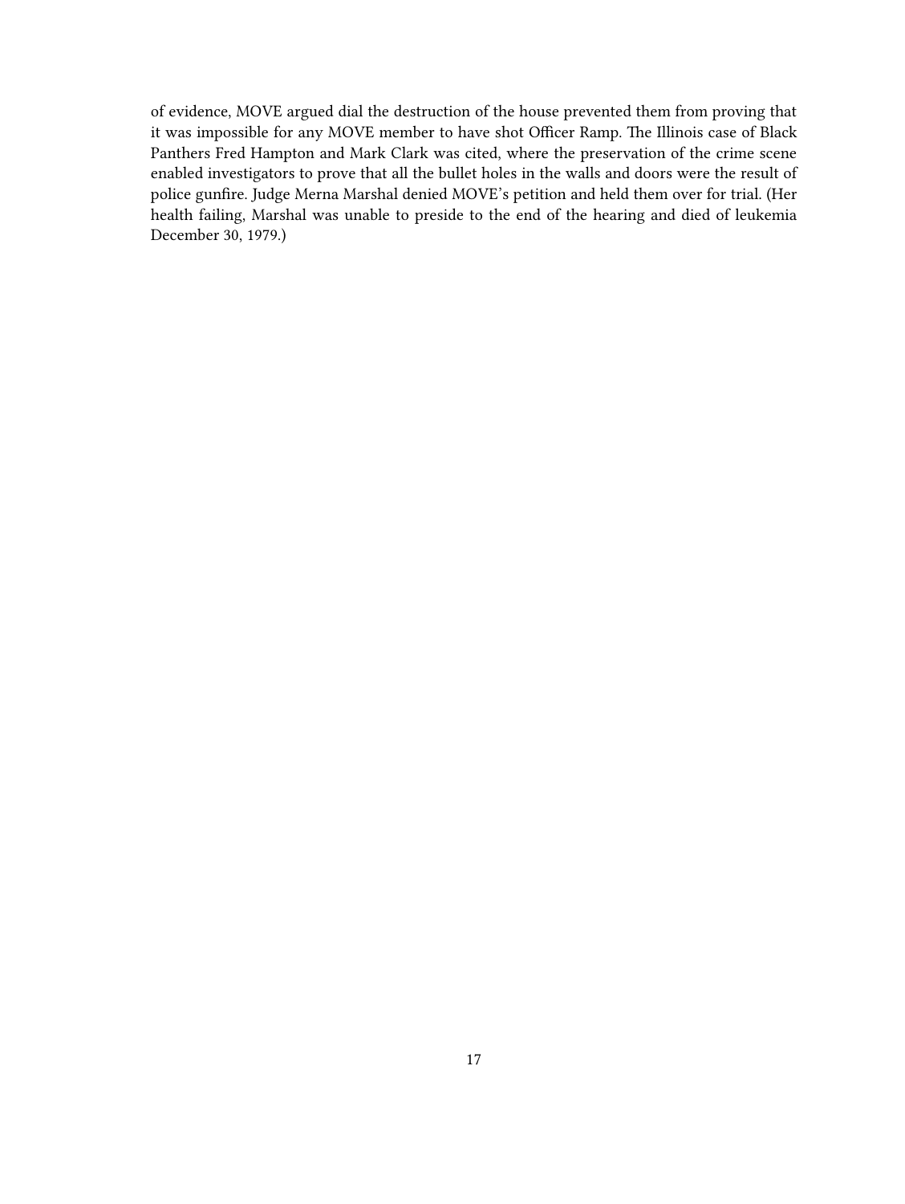of evidence, MOVE argued dial the destruction of the house prevented them from proving that it was impossible for any MOVE member to have shot Officer Ramp. The Illinois case of Black Panthers Fred Hampton and Mark Clark was cited, where the preservation of the crime scene enabled investigators to prove that all the bullet holes in the walls and doors were the result of police gunfire. Judge Merna Marshal denied MOVE's petition and held them over for trial. (Her health failing, Marshal was unable to preside to the end of the hearing and died of leukemia December 30, 1979.)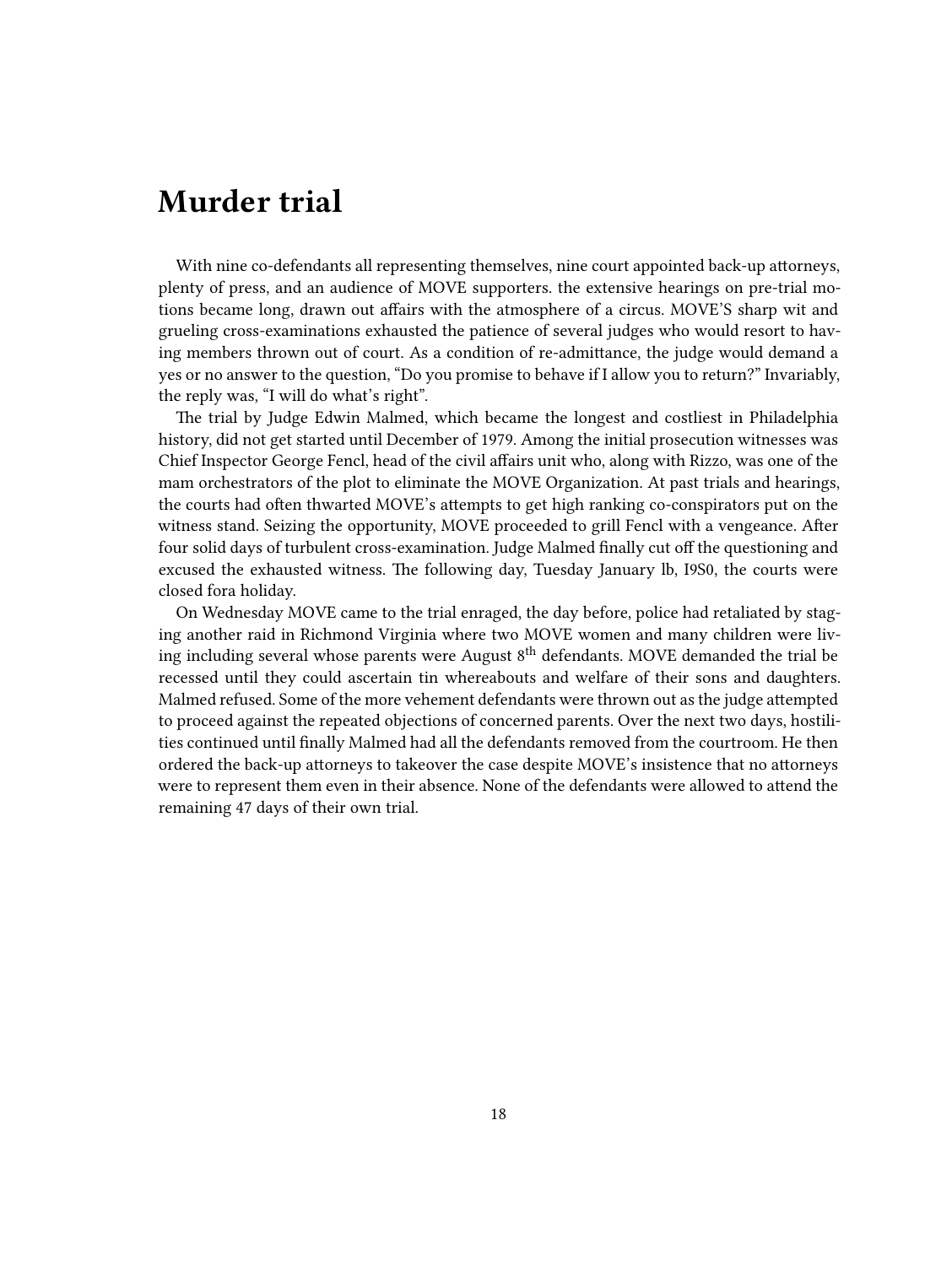# Murder trial

With nine co-defendants all representing themselves, nine court appointed back-up attorneys, plenty of press, and an audience of MOVE supporters. the extensive hearings on pre-trial motions became long, drawn out affairs with the atmosphere of a circus. MOVE'S sharp wit and grueling cross-examinations exhausted the patience of several judges who would resort to having members thrown out of court. As a condition of re-admittance, the judge would demand a yes or no answer to the question, "Do you promise to behave if I allow you to return?" Invariably, the reply was, "I will do what's right".

The trial by Judge Edwin Malmed, which became the longest and costliest in Philadelphia history, did not get started until December of 1979. Among the initial prosecution witnesses was Chief Inspector George Fencl, head of the civil affairs unit who, along with Rizzo, was one of the mam orchestrators of the plot to eliminate the MOVE Organization. At past trials and hearings, the courts had often thwarted MOVE's attempts to get high ranking co-conspirators put on the witness stand. Seizing the opportunity, MOVE proceeded to grill Fencl with a vengeance. After four solid days of turbulent cross-examination. Judge Malmed finally cut off the questioning and excused the exhausted witness. The following day, Tuesday January lb, I9S0, the courts were closed fora holiday.

On Wednesday MOVE came to the trial enraged, the day before, police had retaliated by staging another raid in Richmond Virginia where two MOVE women and many children were living including several whose parents were August 8th defendants. MOVE demanded the trial be recessed until they could ascertain tin whereabouts and welfare of their sons and daughters. Malmed refused. Some of the more vehement defendants were thrown out as the judge attempted to proceed against the repeated objections of concerned parents. Over the next two days, hostilities continued until finally Malmed had all the defendants removed from the courtroom. He then ordered the back-up attorneys to takeover the case despite MOVE's insistence that no attorneys were to represent them even in their absence. None of the defendants were allowed to attend the remaining 47 days of their own trial.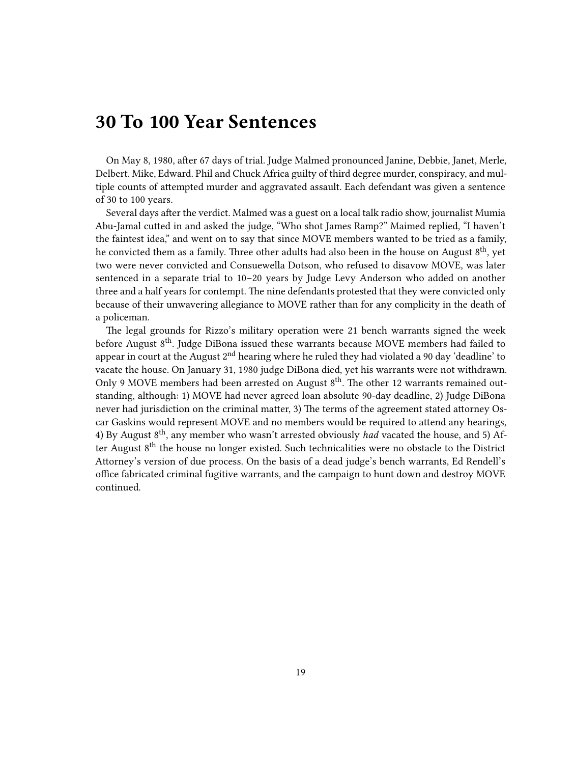# 30 To 100 Year Sentences

On May 8, 1980, after 67 days of trial. Judge Malmed pronounced Janine, Debbie, Janet, Merle, Delbert. Mike, Edward. Phil and Chuck Africa guilty of third degree murder, conspiracy, and multiple counts of attempted murder and aggravated assault. Each defendant was given a sentence of 30 to 100 years.

Several days after the verdict. Malmed was a guest on a local talk radio show, journalist Mumia Abu-Jamal cutted in and asked the judge, "Who shot James Ramp?" Maimed replied, "I haven't the faintest idea," and went on to say that since MOVE members wanted to be tried as a family, he convicted them as a family. Three other adults had also been in the house on August 8th, yet two were never convicted and Consuewella Dotson, who refused to disavow MOVE, was later sentenced in a separate trial to 10–20 years by Judge Levy Anderson who added on another three and a half years for contempt. The nine defendants protested that they were convicted only because of their unwavering allegiance to MOVE rather than for any complicity in the death of a policeman.

The legal grounds for Rizzo's military operation were 21 bench warrants signed the week before August 8th. Judge DiBona issued these warrants because MOVE members had failed to appear in court at the August 2nd hearing where he ruled they had violated a 90 day 'deadline' to vacate the house. On January 31, 1980 judge DiBona died, yet his warrants were not withdrawn. Only 9 MOVE members had been arrested on August 8th. The other 12 warrants remained outstanding, although: 1) MOVE had never agreed loan absolute 90-day deadline, 2) Judge DiBona never had jurisdiction on the criminal matter, 3) The terms of the agreement stated attorney Oscar Gaskins would represent MOVE and no members would be required to attend any hearings, 4) By August 8th, any member who wasn't arrested obviously *had* vacated the house, and 5) After August 8th the house no longer existed. Such technicalities were no obstacle to the District Attorney's version of due process. On the basis of a dead judge's bench warrants, Ed Rendell's office fabricated criminal fugitive warrants, and the campaign to hunt down and destroy MOVE continued.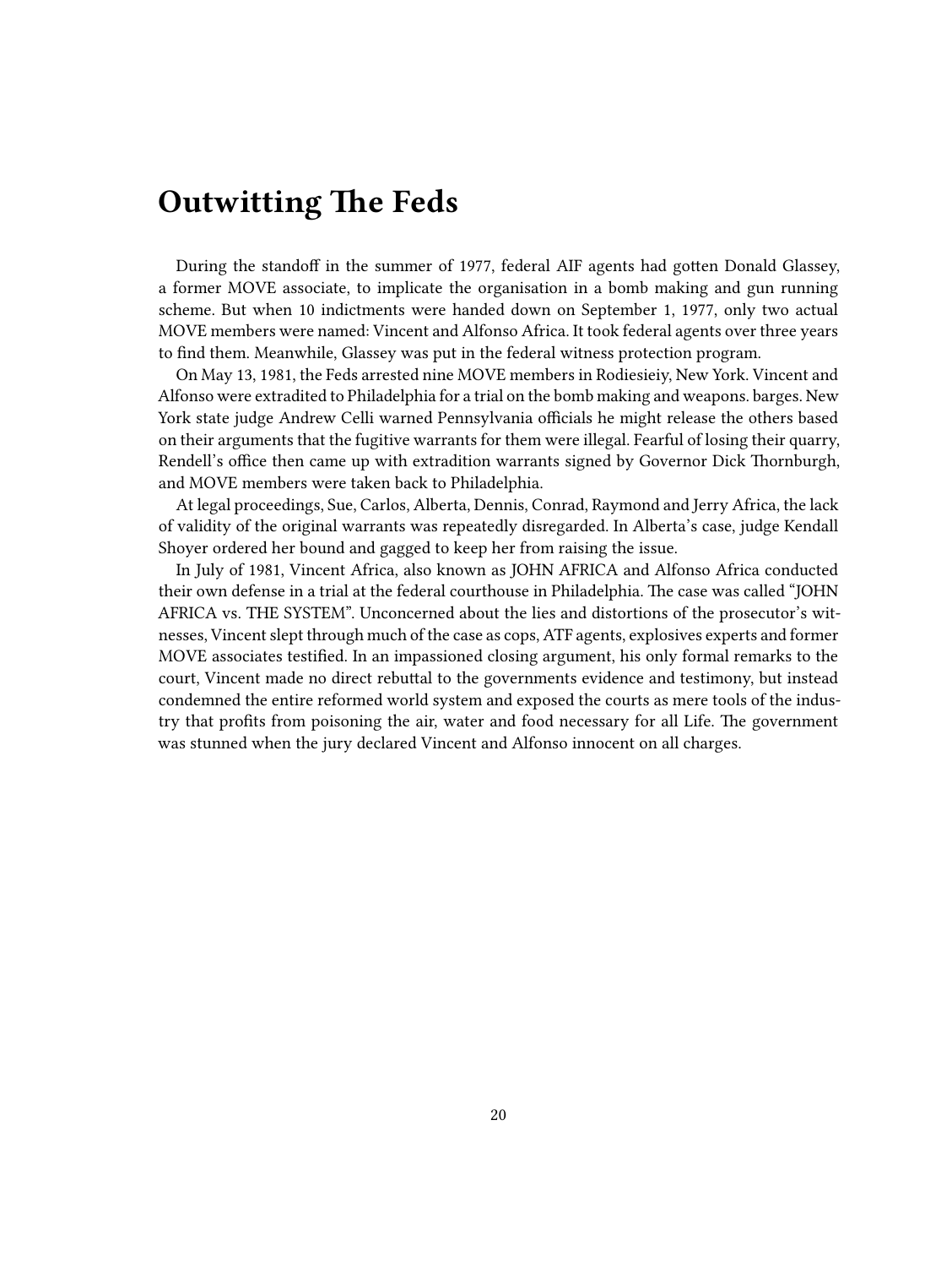# Outwitting The Feds

During the standoff in the summer of 1977, federal AIF agents had gotten Donald Glassey, a former MOVE associate, to implicate the organisation in a bomb making and gun running scheme. But when 10 indictments were handed down on September 1, 1977, only two actual MOVE members were named: Vincent and Alfonso Africa. It took federal agents over three years to find them. Meanwhile, Glassey was put in the federal witness protection program.

On May 13, 1981, the Feds arrested nine MOVE members in Rodiesieiy, New York. Vincent and Alfonso were extradited to Philadelphia for a trial on the bomb making and weapons. barges. New York state judge Andrew Celli warned Pennsylvania officials he might release the others based on their arguments that the fugitive warrants for them were illegal. Fearful of losing their quarry, Rendell's office then came up with extradition warrants signed by Governor Dick Thornburgh, and MOVE members were taken back to Philadelphia.

At legal proceedings, Sue, Carlos, Alberta, Dennis, Conrad, Raymond and Jerry Africa, the lack of validity of the original warrants was repeatedly disregarded. In Alberta's case, judge Kendall Shoyer ordered her bound and gagged to keep her from raising the issue.

In July of 1981, Vincent Africa, also known as JOHN AFRICA and Alfonso Africa conducted their own defense in a trial at the federal courthouse in Philadelphia. The case was called "JOHN AFRICA vs. THE SYSTEM". Unconcerned about the lies and distortions of the prosecutor's witnesses, Vincent slept through much of the case as cops, ATF agents, explosives experts and former MOVE associates testified. In an impassioned closing argument, his only formal remarks to the court, Vincent made no direct rebuttal to the governments evidence and testimony, but instead condemned the entire reformed world system and exposed the courts as mere tools of the industry that profits from poisoning the air, water and food necessary for all Life. The government was stunned when the jury declared Vincent and Alfonso innocent on all charges.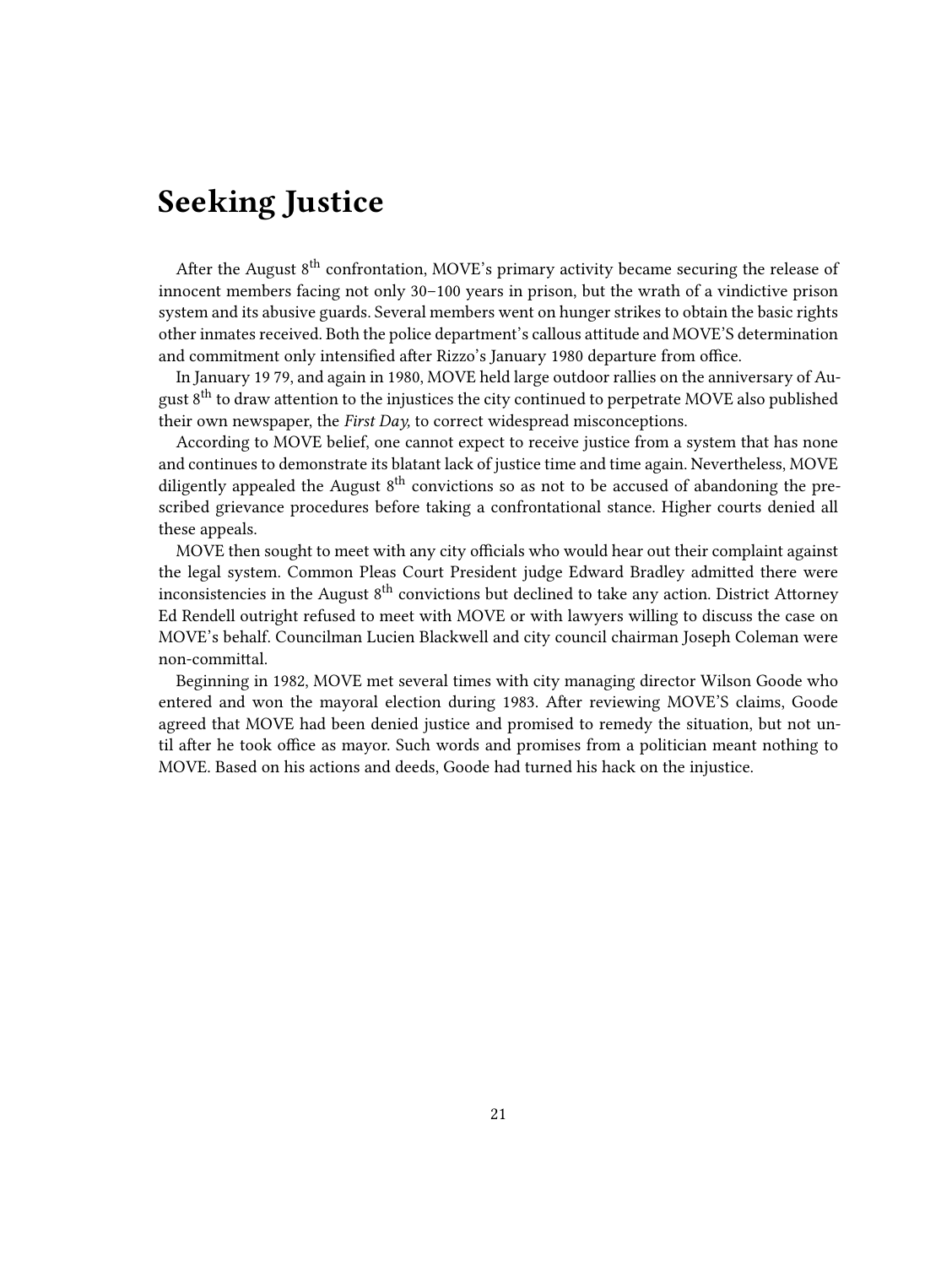# Seeking Justice

After the August 8th confrontation, MOVE's primary activity became securing the release of innocent members facing not only 30–100 years in prison, but the wrath of a vindictive prison system and its abusive guards. Several members went on hunger strikes to obtain the basic rights other inmates received. Both the police department's callous attitude and MOVE'S determination and commitment only intensified after Rizzo's January 1980 departure from office.

In January 19 79, and again in 1980, MOVE held large outdoor rallies on the anniversary of August 8th to draw attention to the injustices the city continued to perpetrate MOVE also published their own newspaper, the *First Day,* to correct widespread misconceptions.

According to MOVE belief, one cannot expect to receive justice from a system that has none and continues to demonstrate its blatant lack of justice time and time again. Nevertheless, MOVE diligently appealed the August 8th convictions so as not to be accused of abandoning the prescribed grievance procedures before taking a confrontational stance. Higher courts denied all these appeals.

MOVE then sought to meet with any city officials who would hear out their complaint against the legal system. Common Pleas Court President judge Edward Bradley admitted there were inconsistencies in the August 8th convictions but declined to take any action. District Attorney Ed Rendell outright refused to meet with MOVE or with lawyers willing to discuss the case on MOVE's behalf. Councilman Lucien Blackwell and city council chairman Joseph Coleman were non-committal.

Beginning in 1982, MOVE met several times with city managing director Wilson Goode who entered and won the mayoral election during 1983. After reviewing MOVE'S claims, Goode agreed that MOVE had been denied justice and promised to remedy the situation, but not until after he took office as mayor. Such words and promises from a politician meant nothing to MOVE. Based on his actions and deeds, Goode had turned his hack on the injustice.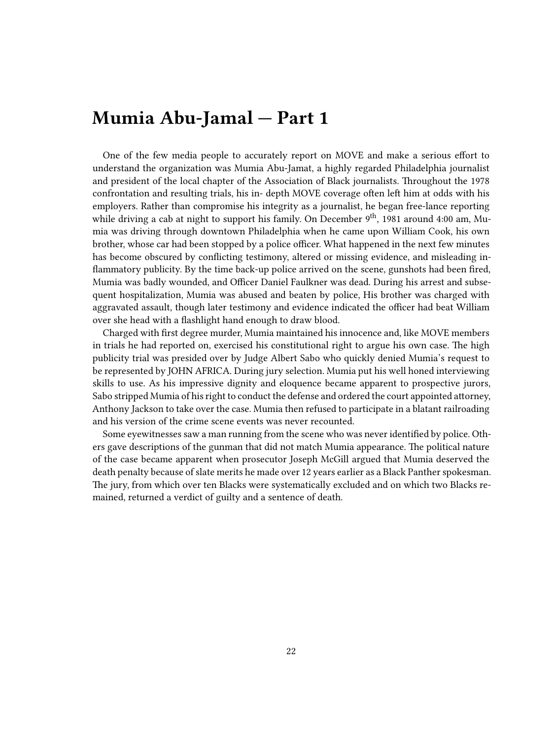# Mumia Abu-Jamal — Part 1

One of the few media people to accurately report on MOVE and make a serious effort to understand the organization was Mumia Abu-Jamat, a highly regarded Philadelphia journalist and president of the local chapter of the Association of Black journalists. Throughout the 1978 confrontation and resulting trials, his in- depth MOVE coverage often left him at odds with his employers. Rather than compromise his integrity as a journalist, he began free-lance reporting while driving a cab at night to support his family. On December 9th, 1981 around 4:00 am, Mumia was driving through downtown Philadelphia when he came upon William Cook, his own brother, whose car had been stopped by a police officer. What happened in the next few minutes has become obscured by conflicting testimony, altered or missing evidence, and misleading inflammatory publicity. By the time back-up police arrived on the scene, gunshots had been fired, Mumia was badly wounded, and Officer Daniel Faulkner was dead. During his arrest and subsequent hospitalization, Mumia was abused and beaten by police, His brother was charged with aggravated assault, though later testimony and evidence indicated the officer had beat William over she head with a flashlight hand enough to draw blood.

Charged with first degree murder, Mumia maintained his innocence and, like MOVE members in trials he had reported on, exercised his constitutional right to argue his own case. The high publicity trial was presided over by Judge Albert Sabo who quickly denied Mumia's request to be represented by JOHN AFRICA. During jury selection. Mumia put his well honed interviewing skills to use. As his impressive dignity and eloquence became apparent to prospective jurors, Sabo stripped Mumia of his right to conduct the defense and ordered the court appointed attorney, Anthony Jackson to take over the case. Mumia then refused to participate in a blatant railroading and his version of the crime scene events was never recounted.

Some eyewitnesses saw a man running from the scene who was never identified by police. Others gave descriptions of the gunman that did not match Mumia appearance. The political nature of the case became apparent when prosecutor Joseph McGill argued that Mumia deserved the death penalty because of slate merits he made over 12 years earlier as a Black Panther spokesman. The jury, from which over ten Blacks were systematically excluded and on which two Blacks remained, returned a verdict of guilty and a sentence of death.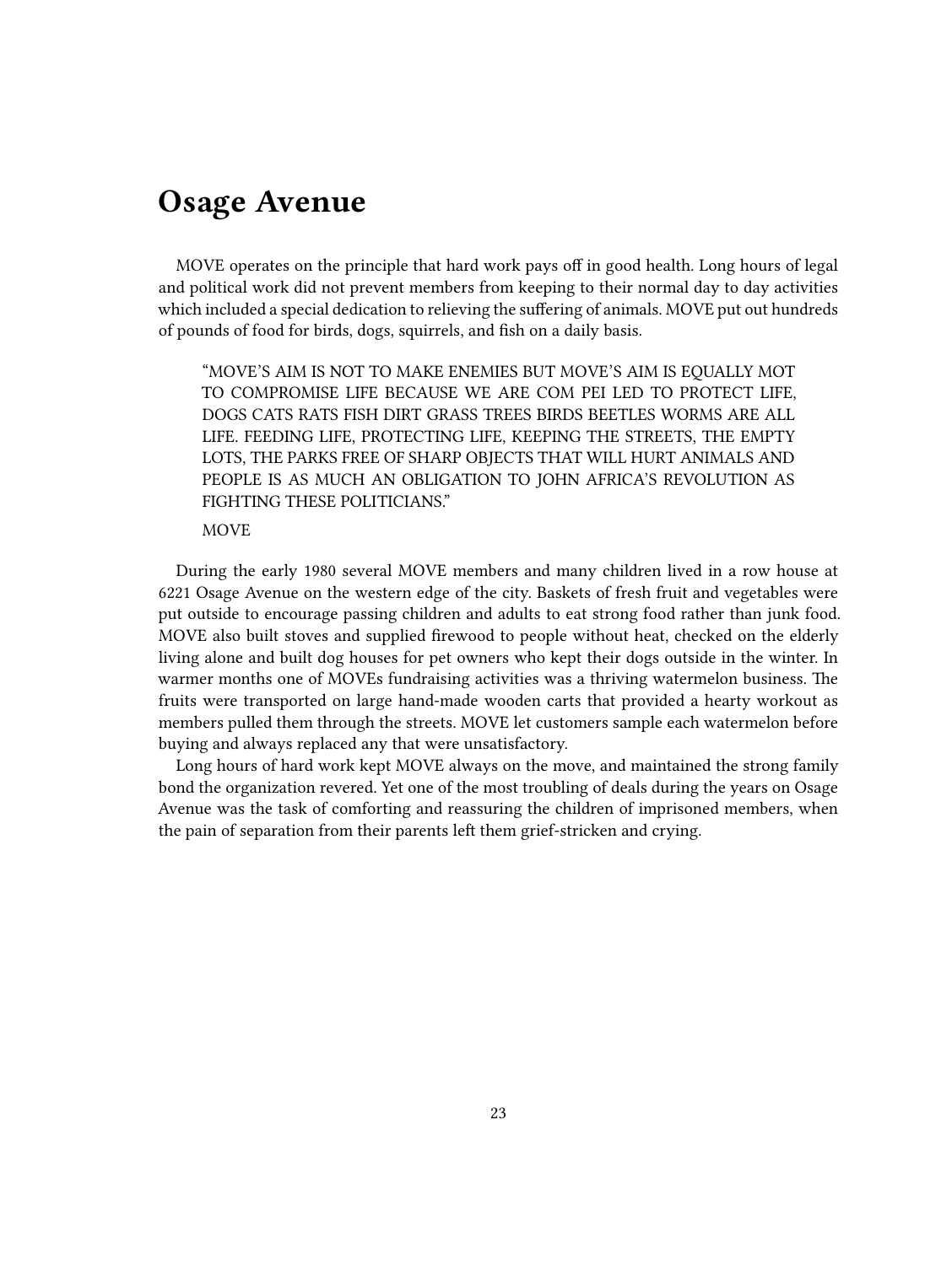# Osage Avenue

MOVE operates on the principle that hard work pays off in good health. Long hours of legal and political work did not prevent members from keeping to their normal day to day activities which included a special dedication to relieving the suffering of animals. MOVE put out hundreds of pounds of food for birds, dogs, squirrels, and fish on a daily basis.

> "MOVE'S AIM IS NOT TO MAKE ENEMIES BUT MOVE'S AIM IS EQUALLY MOT TO COMPROMISE LIFE BECAUSE WE ARE COM PEI LED TO PROTECT LIFE, DOGS CATS RATS FISH DIRT GRASS TREES BIRDS BEETLES WORMS ARE ALL LIFE. FEEDING LIFE, PROTECTING LIFE, KEEPING THE STREETS, THE EMPTY LOTS, THE PARKS FREE OF SHARP OBJECTS THAT WILL HURT ANIMALS AND PEOPLE IS AS MUCH AN OBLIGATION TO JOHN AFRICA'S REVOLUTION AS FIGHTING THESE POLITICIANS."
>
> MOVE

During the early 1980 several MOVE members and many children lived in a row house at 6221 Osage Avenue on the western edge of the city. Baskets of fresh fruit and vegetables were put outside to encourage passing children and adults to eat strong food rather than junk food. MOVE also built stoves and supplied firewood to people without heat, checked on the elderly living alone and built dog houses for pet owners who kept their dogs outside in the winter. In warmer months one of MOVEs fundraising activities was a thriving watermelon business. The fruits were transported on large hand-made wooden carts that provided a hearty workout as members pulled them through the streets. MOVE let customers sample each watermelon before buying and always replaced any that were unsatisfactory.

Long hours of hard work kept MOVE always on the move, and maintained the strong family bond the organization revered. Yet one of the most troubling of deals during the years on Osage Avenue was the task of comforting and reassuring the children of imprisoned members, when the pain of separation from their parents left them grief-stricken and crying.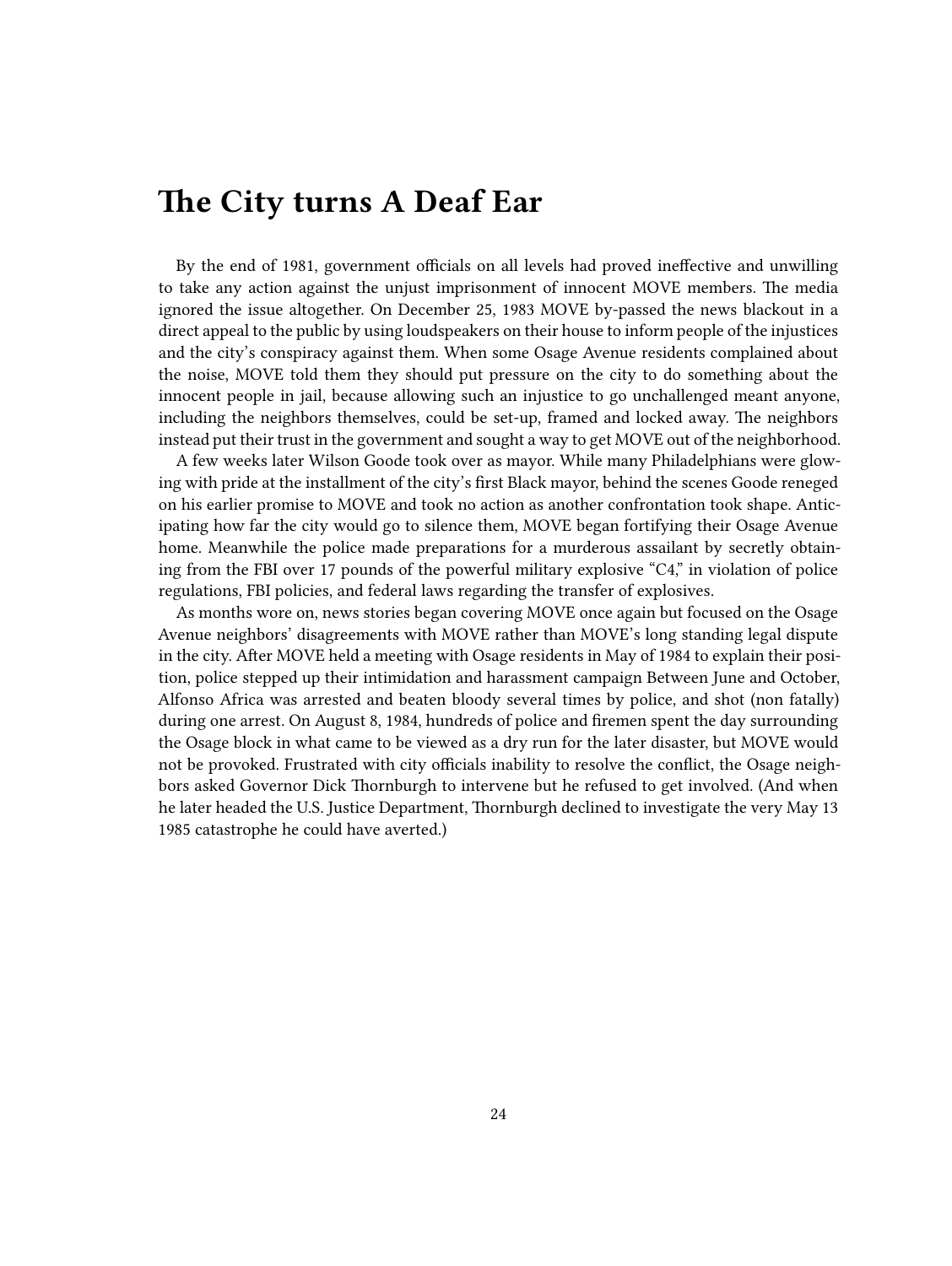# The City turns A Deaf Ear

By the end of 1981, government officials on all levels had proved ineffective and unwilling to take any action against the unjust imprisonment of innocent MOVE members. The media ignored the issue altogether. On December 25, 1983 MOVE by-passed the news blackout in a direct appeal to the public by using loudspeakers on their house to inform people of the injustices and the city's conspiracy against them. When some Osage Avenue residents complained about the noise, MOVE told them they should put pressure on the city to do something about the innocent people in jail, because allowing such an injustice to go unchallenged meant anyone, including the neighbors themselves, could be set-up, framed and locked away. The neighbors instead put their trust in the government and sought a way to get MOVE out of the neighborhood.

A few weeks later Wilson Goode took over as mayor. While many Philadelphians were glowing with pride at the installment of the city's first Black mayor, behind the scenes Goode reneged on his earlier promise to MOVE and took no action as another confrontation took shape. Anticipating how far the city would go to silence them, MOVE began fortifying their Osage Avenue home. Meanwhile the police made preparations for a murderous assailant by secretly obtaining from the FBI over 17 pounds of the powerful military explosive "C4," in violation of police regulations, FBI policies, and federal laws regarding the transfer of explosives.

As months wore on, news stories began covering MOVE once again but focused on the Osage Avenue neighbors' disagreements with MOVE rather than MOVE's long standing legal dispute in the city. After MOVE held a meeting with Osage residents in May of 1984 to explain their position, police stepped up their intimidation and harassment campaign Between June and October, Alfonso Africa was arrested and beaten bloody several times by police, and shot (non fatally) during one arrest. On August 8, 1984, hundreds of police and firemen spent the day surrounding the Osage block in what came to be viewed as a dry run for the later disaster, but MOVE would not be provoked. Frustrated with city officials inability to resolve the conflict, the Osage neighbors asked Governor Dick Thornburgh to intervene but he refused to get involved. (And when he later headed the U.S. Justice Department, Thornburgh declined to investigate the very May 13 1985 catastrophe he could have averted.)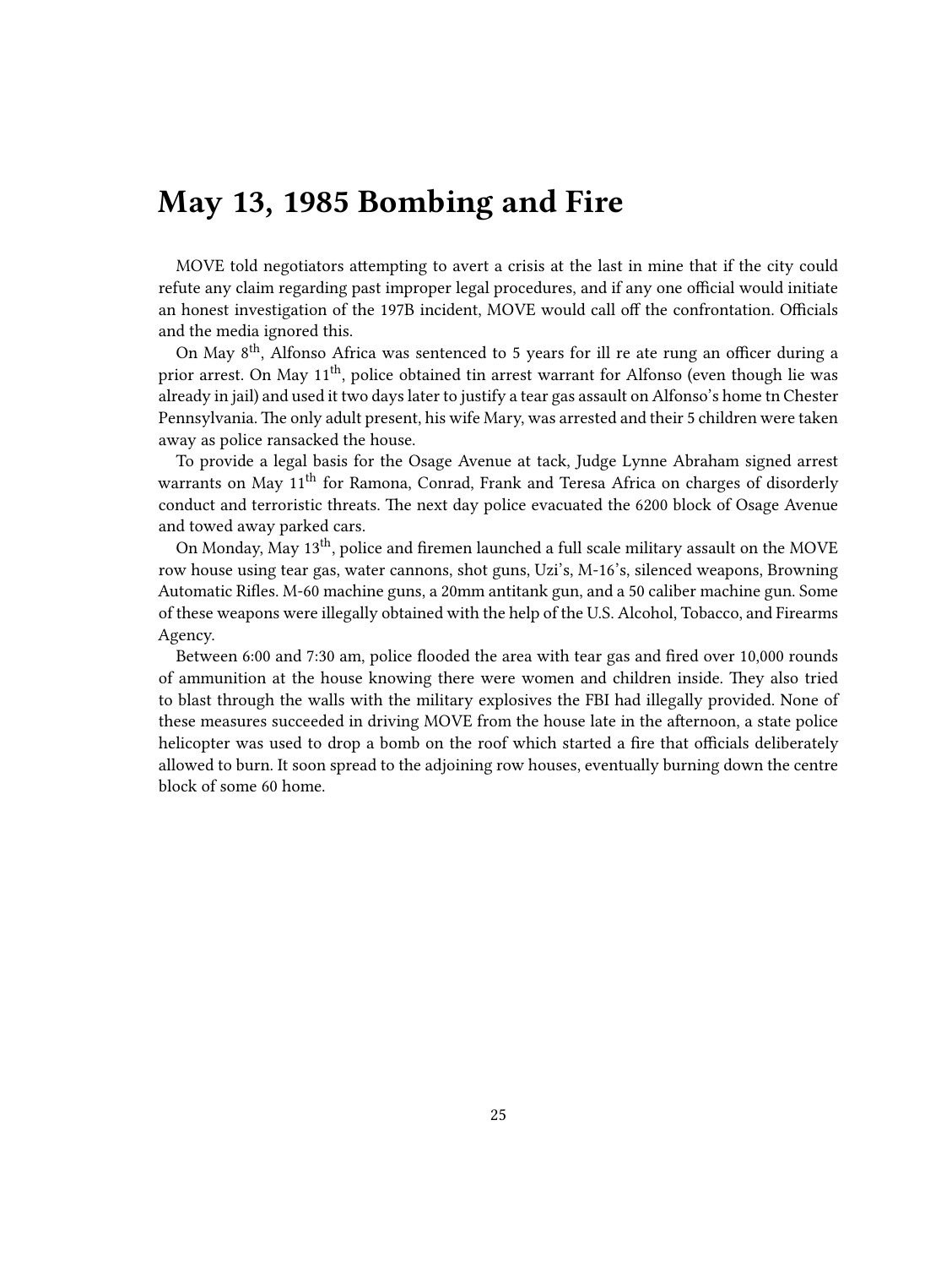# May 13, 1985 Bombing and Fire

MOVE told negotiators attempting to avert a crisis at the last in mine that if the city could refute any claim regarding past improper legal procedures, and if any one official would initiate an honest investigation of the 197B incident, MOVE would call off the confrontation. Officials and the media ignored this.

On May 8th, Alfonso Africa was sentenced to 5 years for ill re ate rung an officer during a prior arrest. On May 11th, police obtained tin arrest warrant for Alfonso (even though lie was already in jail) and used it two days later to justify a tear gas assault on Alfonso's home tn Chester Pennsylvania. The only adult present, his wife Mary, was arrested and their 5 children were taken away as police ransacked the house.

To provide a legal basis for the Osage Avenue at tack, Judge Lynne Abraham signed arrest warrants on May 11th for Ramona, Conrad, Frank and Teresa Africa on charges of disorderly conduct and terroristic threats. The next day police evacuated the 6200 block of Osage Avenue and towed away parked cars.

On Monday, May 13th, police and firemen launched a full scale military assault on the MOVE row house using tear gas, water cannons, shot guns, Uzi's, M-16's, silenced weapons, Browning Automatic Rifles. M-60 machine guns, a 20mm antitank gun, and a 50 caliber machine gun. Some of these weapons were illegally obtained with the help of the U.S. Alcohol, Tobacco, and Firearms Agency.

Between 6:00 and 7:30 am, police flooded the area with tear gas and fired over 10,000 rounds of ammunition at the house knowing there were women and children inside. They also tried to blast through the walls with the military explosives the FBI had illegally provided. None of these measures succeeded in driving MOVE from the house late in the afternoon, a state police helicopter was used to drop a bomb on the roof which started a fire that officials deliberately allowed to burn. It soon spread to the adjoining row houses, eventually burning down the centre block of some 60 home.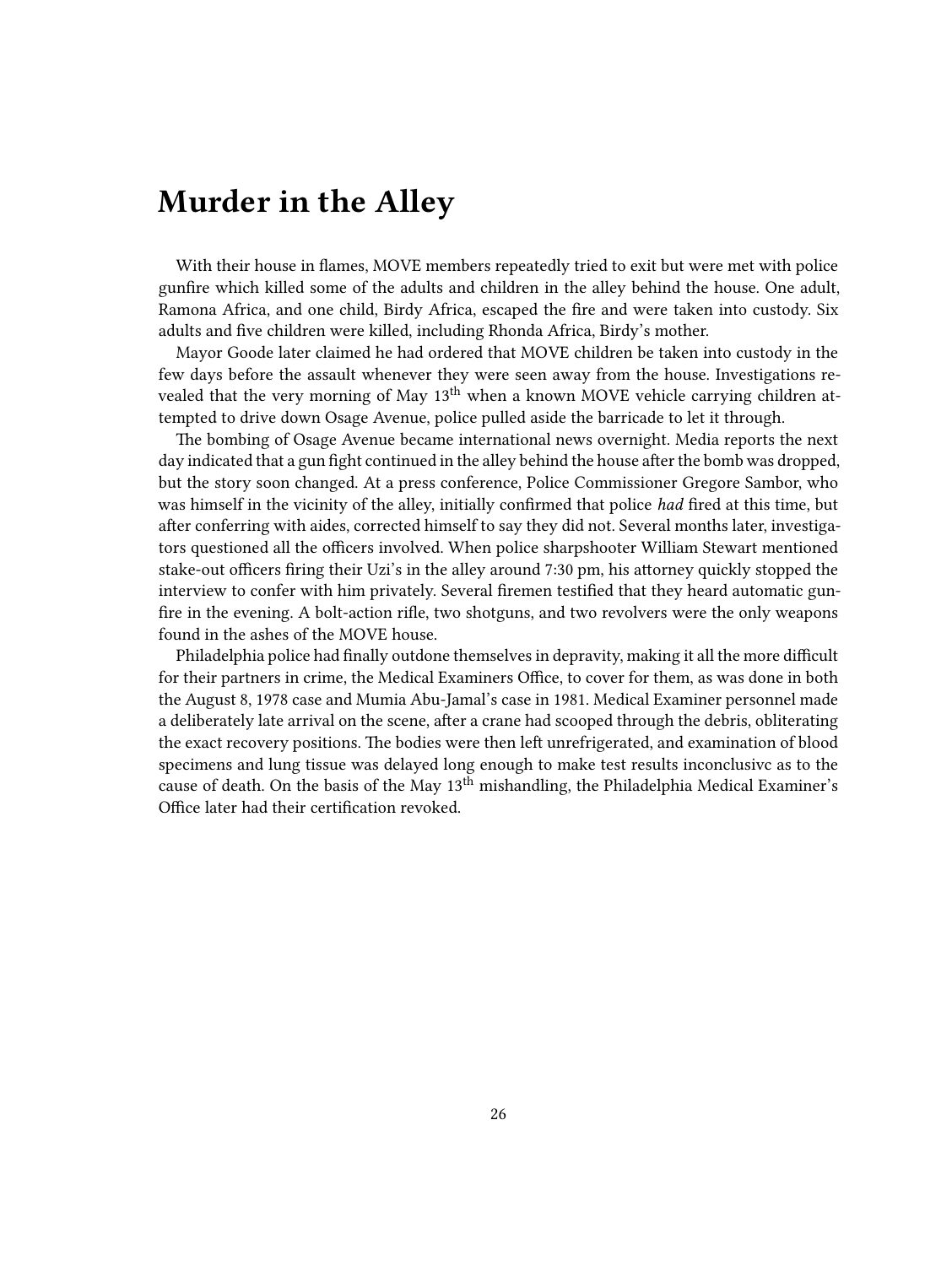# Murder in the Alley

With their house in flames, MOVE members repeatedly tried to exit but were met with police gunfire which killed some of the adults and children in the alley behind the house. One adult, Ramona Africa, and one child, Birdy Africa, escaped the fire and were taken into custody. Six adults and five children were killed, including Rhonda Africa, Birdy's mother.

Mayor Goode later claimed he had ordered that MOVE children be taken into custody in the few days before the assault whenever they were seen away from the house. Investigations revealed that the very morning of May 13th when a known MOVE vehicle carrying children attempted to drive down Osage Avenue, police pulled aside the barricade to let it through.

The bombing of Osage Avenue became international news overnight. Media reports the next day indicated that a gun fight continued in the alley behind the house after the bomb was dropped, but the story soon changed. At a press conference, Police Commissioner Gregore Sambor, who was himself in the vicinity of the alley, initially confirmed that police *had* fired at this time, but after conferring with aides, corrected himself to say they did not. Several months later, investigators questioned all the officers involved. When police sharpshooter William Stewart mentioned stake-out officers firing their Uzi's in the alley around 7:30 pm, his attorney quickly stopped the interview to confer with him privately. Several firemen testified that they heard automatic gunfire in the evening. A bolt-action rifle, two shotguns, and two revolvers were the only weapons found in the ashes of the MOVE house.

Philadelphia police had finally outdone themselves in depravity, making it all the more difficult for their partners in crime, the Medical Examiners Office, to cover for them, as was done in both the August 8, 1978 case and Mumia Abu-Jamal's case in 1981. Medical Examiner personnel made a deliberately late arrival on the scene, after a crane had scooped through the debris, obliterating the exact recovery positions. The bodies were then left unrefrigerated, and examination of blood specimens and lung tissue was delayed long enough to make test results inconclusivc as to the cause of death. On the basis of the May 13th mishandling, the Philadelphia Medical Examiner's Office later had their certification revoked.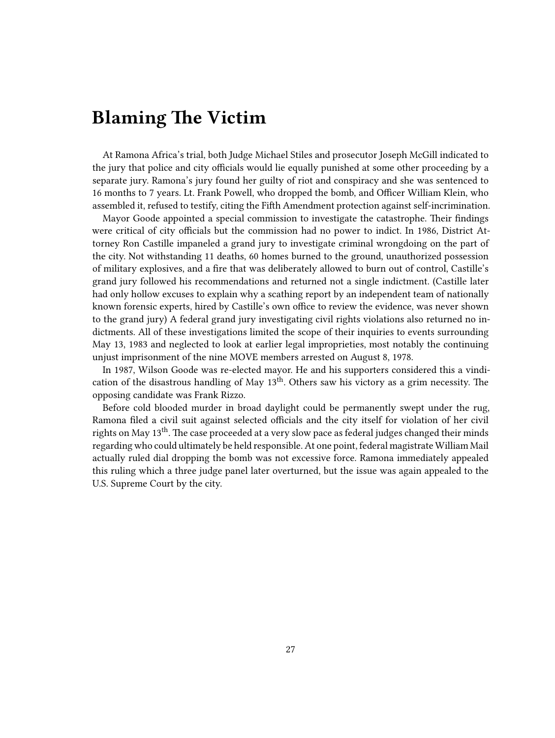# Blaming The Victim

At Ramona Africa's trial, both Judge Michael Stiles and prosecutor Joseph McGill indicated to the jury that police and city officials would lie equally punished at some other proceeding by a separate jury. Ramona's jury found her guilty of riot and conspiracy and she was sentenced to 16 months to 7 years. Lt. Frank Powell, who dropped the bomb, and Officer William Klein, who assembled it, refused to testify, citing the Fifth Amendment protection against self-incrimination.

Mayor Goode appointed a special commission to investigate the catastrophe. Their findings were critical of city officials but the commission had no power to indict. In 1986, District Attorney Ron Castille impaneled a grand jury to investigate criminal wrongdoing on the part of the city. Not withstanding 11 deaths, 60 homes burned to the ground, unauthorized possession of military explosives, and a fire that was deliberately allowed to burn out of control, Castille's grand jury followed his recommendations and returned not a single indictment. (Castille later had only hollow excuses to explain why a scathing report by an independent team of nationally known forensic experts, hired by Castille's own office to review the evidence, was never shown to the grand jury) A federal grand jury investigating civil rights violations also returned no indictments. All of these investigations limited the scope of their inquiries to events surrounding May 13, 1983 and neglected to look at earlier legal improprieties, most notably the continuing unjust imprisonment of the nine MOVE members arrested on August 8, 1978.

In 1987, Wilson Goode was re-elected mayor. He and his supporters considered this a vindication of the disastrous handling of May 13th. Others saw his victory as a grim necessity. The opposing candidate was Frank Rizzo.

Before cold blooded murder in broad daylight could be permanently swept under the rug, Ramona filed a civil suit against selected officials and the city itself for violation of her civil rights on May 13th. The case proceeded at a very slow pace as federal judges changed their minds regarding who could ultimately be held responsible. At one point, federal magistrate William Mail actually ruled dial dropping the bomb was not excessive force. Ramona immediately appealed this ruling which a three judge panel later overturned, but the issue was again appealed to the U.S. Supreme Court by the city.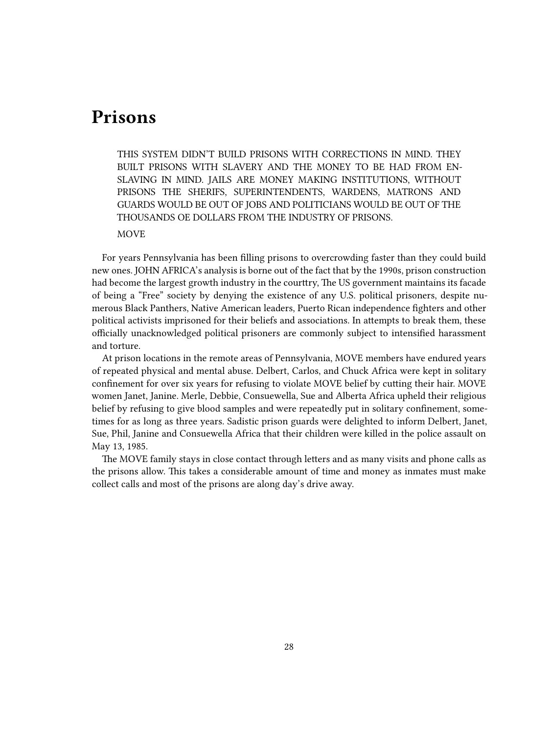# Prisons

> THIS SYSTEM DIDN'T BUILD PRISONS WITH CORRECTIONS IN MIND. THEY BUILT PRISONS WITH SLAVERY AND THE MONEY TO BE HAD FROM ENSLAVING IN MIND. JAILS ARE MONEY MAKING INSTITUTIONS, WITHOUT PRISONS THE SHERIFS, SUPERINTENDENTS, WARDENS, MATRONS AND GUARDS WOULD BE OUT OF JOBS AND POLITICIANS WOULD BE OUT OF THE THOUSANDS OE DOLLARS FROM THE INDUSTRY OF PRISONS.
>
> MOVE

For years Pennsylvania has been filling prisons to overcrowding faster than they could build new ones. JOHN AFRICA's analysis is borne out of the fact that by the 1990s, prison construction had become the largest growth industry in the courttry, The US government maintains its facade of being a "Free" society by denying the existence of any U.S. political prisoners, despite numerous Black Panthers, Native American leaders, Puerto Rican independence fighters and other political activists imprisoned for their beliefs and associations. In attempts to break them, these officially unacknowledged political prisoners are commonly subject to intensified harassment and torture.

At prison locations in the remote areas of Pennsylvania, MOVE members have endured years of repeated physical and mental abuse. Delbert, Carlos, and Chuck Africa were kept in solitary confinement for over six years for refusing to violate MOVE belief by cutting their hair. MOVE women Janet, Janine. Merle, Debbie, Consuewella, Sue and Alberta Africa upheld their religious belief by refusing to give blood samples and were repeatedly put in solitary confinement, sometimes for as long as three years. Sadistic prison guards were delighted to inform Delbert, Janet, Sue, Phil, Janine and Consuewella Africa that their children were killed in the police assault on May 13, 1985.

The MOVE family stays in close contact through letters and as many visits and phone calls as the prisons allow. This takes a considerable amount of time and money as inmates must make collect calls and most of the prisons are along day's drive away.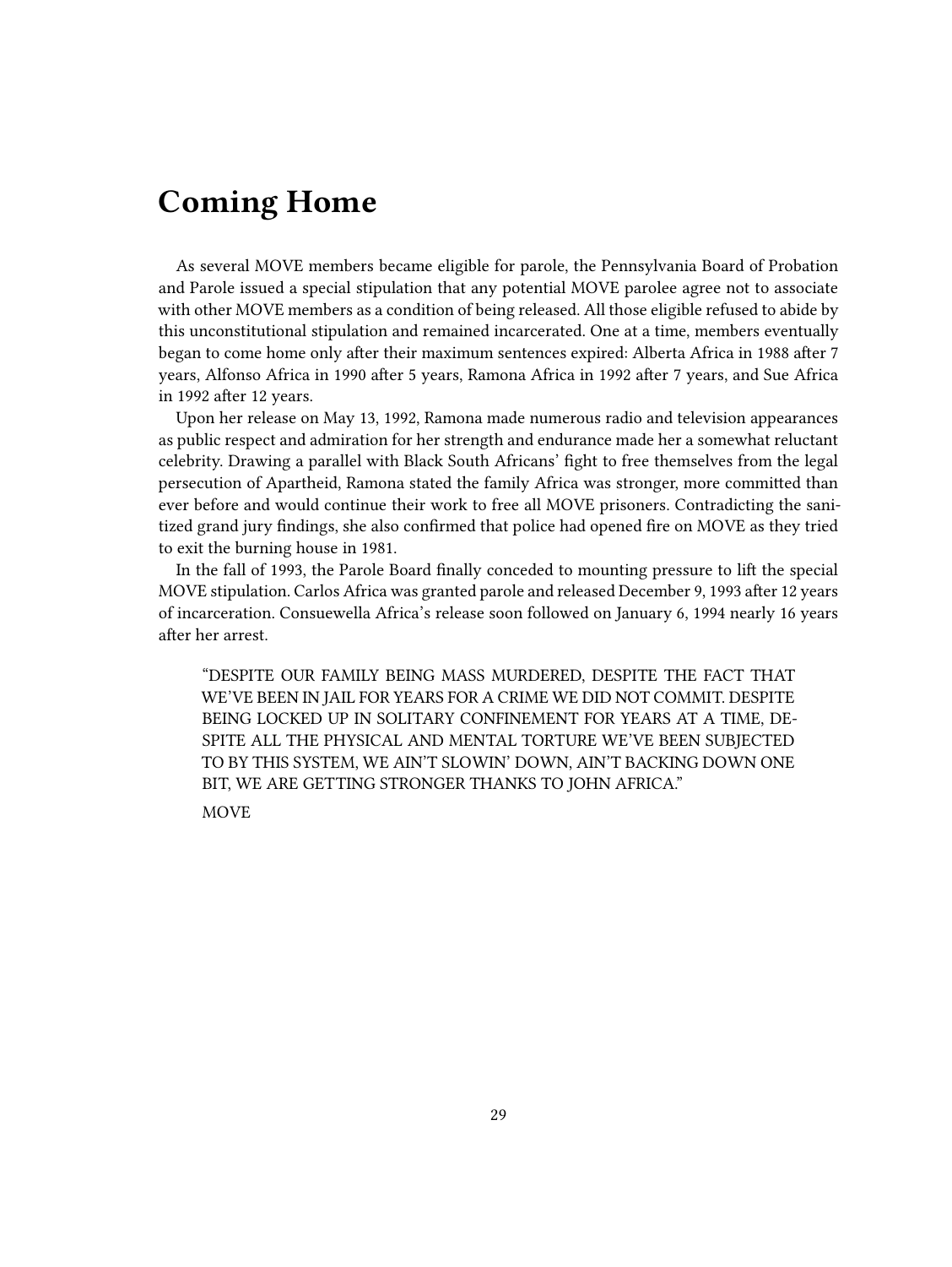# Coming Home

As several MOVE members became eligible for parole, the Pennsylvania Board of Probation and Parole issued a special stipulation that any potential MOVE parolee agree not to associate with other MOVE members as a condition of being released. All those eligible refused to abide by this unconstitutional stipulation and remained incarcerated. One at a time, members eventually began to come home only after their maximum sentences expired: Alberta Africa in 1988 after 7 years, Alfonso Africa in 1990 after 5 years, Ramona Africa in 1992 after 7 years, and Sue Africa in 1992 after 12 years.

Upon her release on May 13, 1992, Ramona made numerous radio and television appearances as public respect and admiration for her strength and endurance made her a somewhat reluctant celebrity. Drawing a parallel with Black South Africans' fight to free themselves from the legal persecution of Apartheid, Ramona stated the family Africa was stronger, more committed than ever before and would continue their work to free all MOVE prisoners. Contradicting the sanitized grand jury findings, she also confirmed that police had opened fire on MOVE as they tried to exit the burning house in 1981.

In the fall of 1993, the Parole Board finally conceded to mounting pressure to lift the special MOVE stipulation. Carlos Africa was granted parole and released December 9, 1993 after 12 years of incarceration. Consuewella Africa's release soon followed on January 6, 1994 nearly 16 years after her arrest.

> "DESPITE OUR FAMILY BEING MASS MURDERED, DESPITE THE FACT THAT WE'VE BEEN IN JAIL FOR YEARS FOR A CRIME WE DID NOT COMMIT. DESPITE BEING LOCKED UP IN SOLITARY CONFINEMENT FOR YEARS AT A TIME, DESPITE ALL THE PHYSICAL AND MENTAL TORTURE WE'VE BEEN SUBJECTED TO BY THIS SYSTEM, WE AIN'T SLOWIN' DOWN, AIN'T BACKING DOWN ONE BIT, WE ARE GETTING STRONGER THANKS TO JOHN AFRICA."
>
> MOVE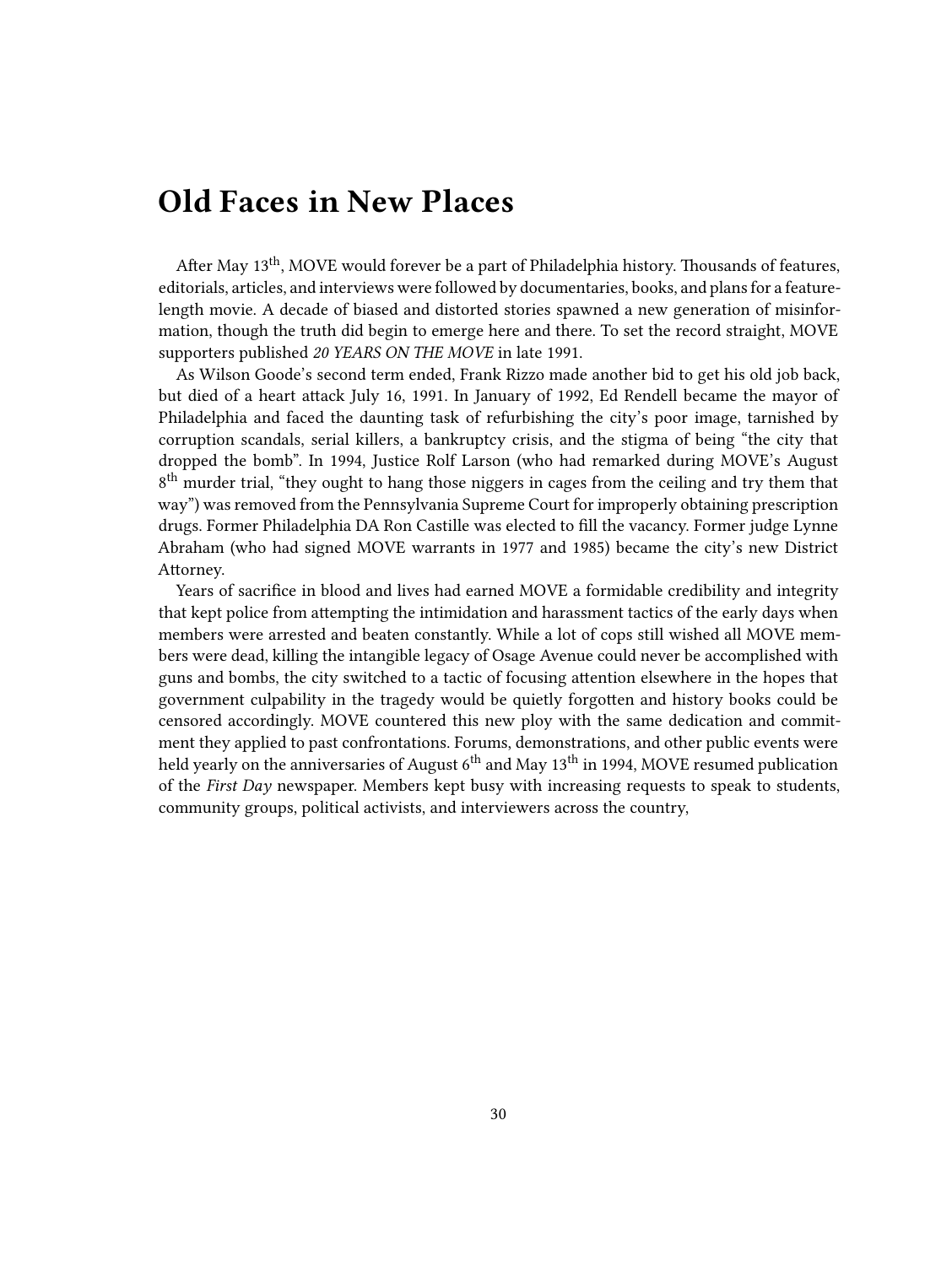# Old Faces in New Places

After May 13th, MOVE would forever be a part of Philadelphia history. Thousands of features, editorials, articles, and interviews were followed by documentaries, books, and plans for a feature-length movie. A decade of biased and distorted stories spawned a new generation of misinformation, though the truth did begin to emerge here and there. To set the record straight, MOVE supporters published *20 YEARS ON THE MOVE* in late 1991.

As Wilson Goode's second term ended, Frank Rizzo made another bid to get his old job back, but died of a heart attack July 16, 1991. In January of 1992, Ed Rendell became the mayor of Philadelphia and faced the daunting task of refurbishing the city's poor image, tarnished by corruption scandals, serial killers, a bankruptcy crisis, and the stigma of being "the city that dropped the bomb". In 1994, Justice Rolf Larson (who had remarked during MOVE's August 8th murder trial, "they ought to hang those niggers in cages from the ceiling and try them that way") was removed from the Pennsylvania Supreme Court for improperly obtaining prescription drugs. Former Philadelphia DA Ron Castille was elected to fill the vacancy. Former judge Lynne Abraham (who had signed MOVE warrants in 1977 and 1985) became the city's new District Attorney.

Years of sacrifice in blood and lives had earned MOVE a formidable credibility and integrity that kept police from attempting the intimidation and harassment tactics of the early days when members were arrested and beaten constantly. While a lot of cops still wished all MOVE members were dead, killing the intangible legacy of Osage Avenue could never be accomplished with guns and bombs, the city switched to a tactic of focusing attention elsewhere in the hopes that government culpability in the tragedy would be quietly forgotten and history books could be censored accordingly. MOVE countered this new ploy with the same dedication and commitment they applied to past confrontations. Forums, demonstrations, and other public events were held yearly on the anniversaries of August 6th and May 13th in 1994, MOVE resumed publication of the *First Day* newspaper. Members kept busy with increasing requests to speak to students, community groups, political activists, and interviewers across the country,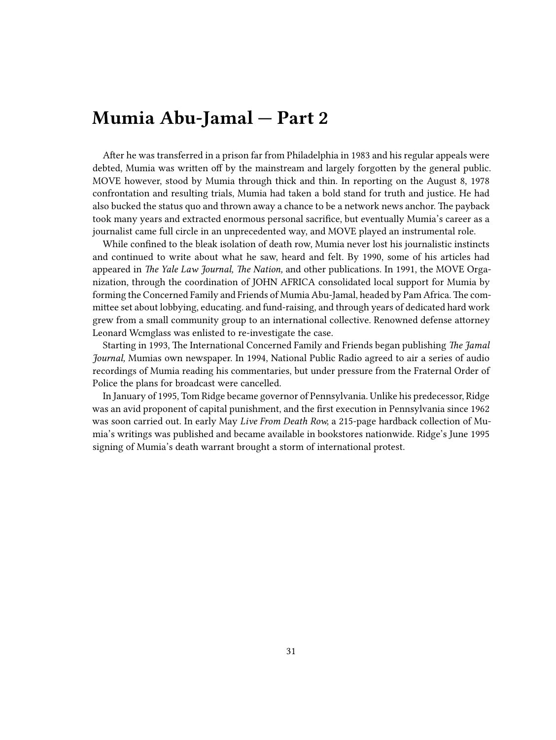# Mumia Abu-Jamal — Part 2

After he was transferred in a prison far from Philadelphia in 1983 and his regular appeals were debted, Mumia was written off by the mainstream and largely forgotten by the general public. MOVE however, stood by Mumia through thick and thin. In reporting on the August 8, 1978 confrontation and resulting trials, Mumia had taken a bold stand for truth and justice. He had also bucked the status quo and thrown away a chance to be a network news anchor. The payback took many years and extracted enormous personal sacrifice, but eventually Mumia's career as a journalist came full circle in an unprecedented way, and MOVE played an instrumental role.

While confined to the bleak isolation of death row, Mumia never lost his journalistic instincts and continued to write about what he saw, heard and felt. By 1990, some of his articles had appeared in *The Yale Law Journal, The Nation,* and other publications. In 1991, the MOVE Organization, through the coordination of JOHN AFRICA consolidated local support for Mumia by forming the Concerned Family and Friends of Mumia Abu-Jamal, headed by Pam Africa. The committee set about lobbying, educating. and fund-raising, and through years of dedicated hard work grew from a small community group to an international collective. Renowned defense attorney Leonard Wcmglass was enlisted to re-investigate the case.

Starting in 1993, The International Concerned Family and Friends began publishing *The Jamal Journal,* Mumias own newspaper. In 1994, National Public Radio agreed to air a series of audio recordings of Mumia reading his commentaries, but under pressure from the Fraternal Order of Police the plans for broadcast were cancelled.

In January of 1995, Tom Ridge became governor of Pennsylvania. Unlike his predecessor, Ridge was an avid proponent of capital punishment, and the first execution in Pennsylvania since 1962 was soon carried out. In early May *Live From Death Row,* a 215-page hardback collection of Mumia's writings was published and became available in bookstores nationwide. Ridge's June 1995 signing of Mumia's death warrant brought a storm of international protest.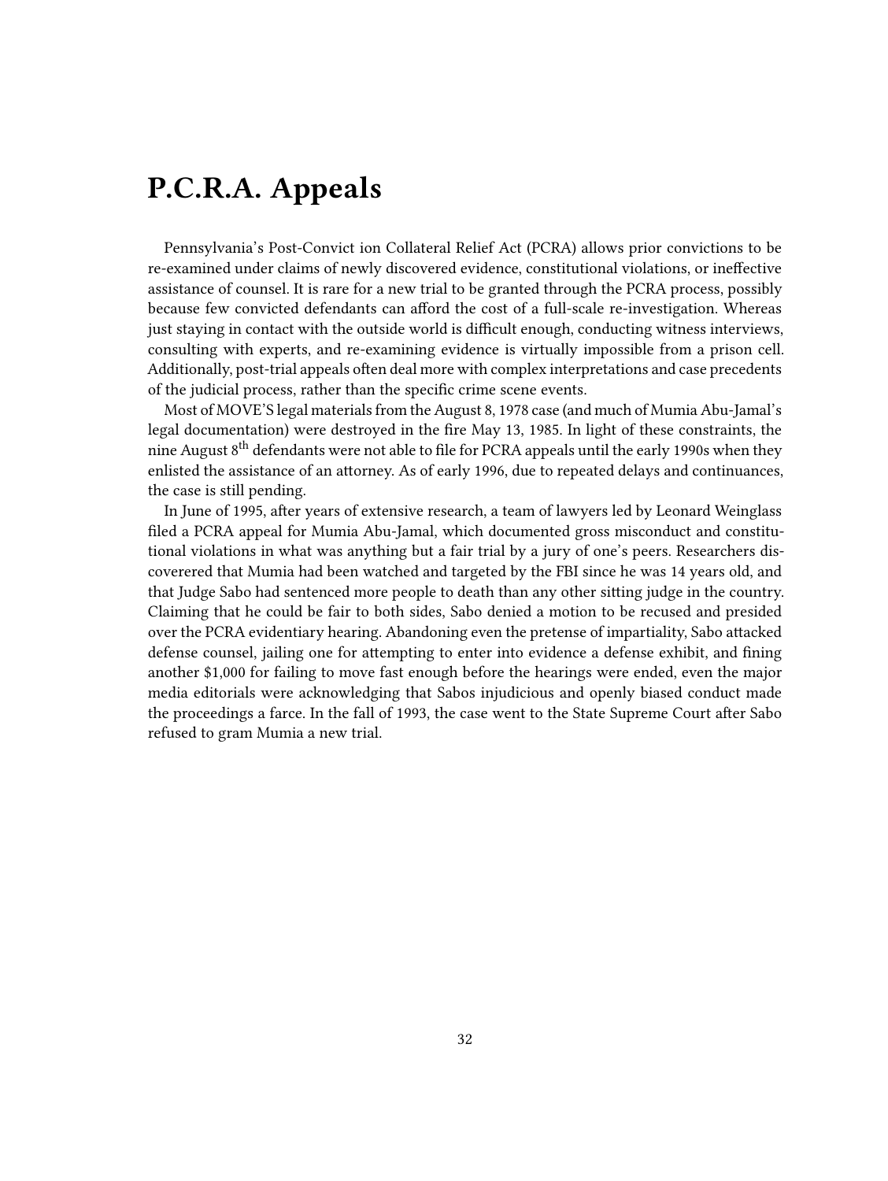# P.C.R.A. Appeals

Pennsylvania's Post-Convict ion Collateral Relief Act (PCRA) allows prior convictions to be re-examined under claims of newly discovered evidence, constitutional violations, or ineffective assistance of counsel. It is rare for a new trial to be granted through the PCRA process, possibly because few convicted defendants can afford the cost of a full-scale re-investigation. Whereas just staying in contact with the outside world is difficult enough, conducting witness interviews, consulting with experts, and re-examining evidence is virtually impossible from a prison cell. Additionally, post-trial appeals often deal more with complex interpretations and case precedents of the judicial process, rather than the specific crime scene events.

Most of MOVE'S legal materials from the August 8, 1978 case (and much of Mumia Abu-Jamal's legal documentation) were destroyed in the fire May 13, 1985. In light of these constraints, the nine August 8th defendants were not able to file for PCRA appeals until the early 1990s when they enlisted the assistance of an attorney. As of early 1996, due to repeated delays and continuances, the case is still pending.

In June of 1995, after years of extensive research, a team of lawyers led by Leonard Weinglass filed a PCRA appeal for Mumia Abu-Jamal, which documented gross misconduct and constitutional violations in what was anything but a fair trial by a jury of one's peers. Researchers discoverered that Mumia had been watched and targeted by the FBI since he was 14 years old, and that Judge Sabo had sentenced more people to death than any other sitting judge in the country. Claiming that he could be fair to both sides, Sabo denied a motion to be recused and presided over the PCRA evidentiary hearing. Abandoning even the pretense of impartiality, Sabo attacked defense counsel, jailing one for attempting to enter into evidence a defense exhibit, and fining another $1,000 for failing to move fast enough before the hearings were ended, even the major media editorials were acknowledging that Sabos injudicious and openly biased conduct made the proceedings a farce. In the fall of 1993, the case went to the State Supreme Court after Sabo refused to gram Mumia a new trial.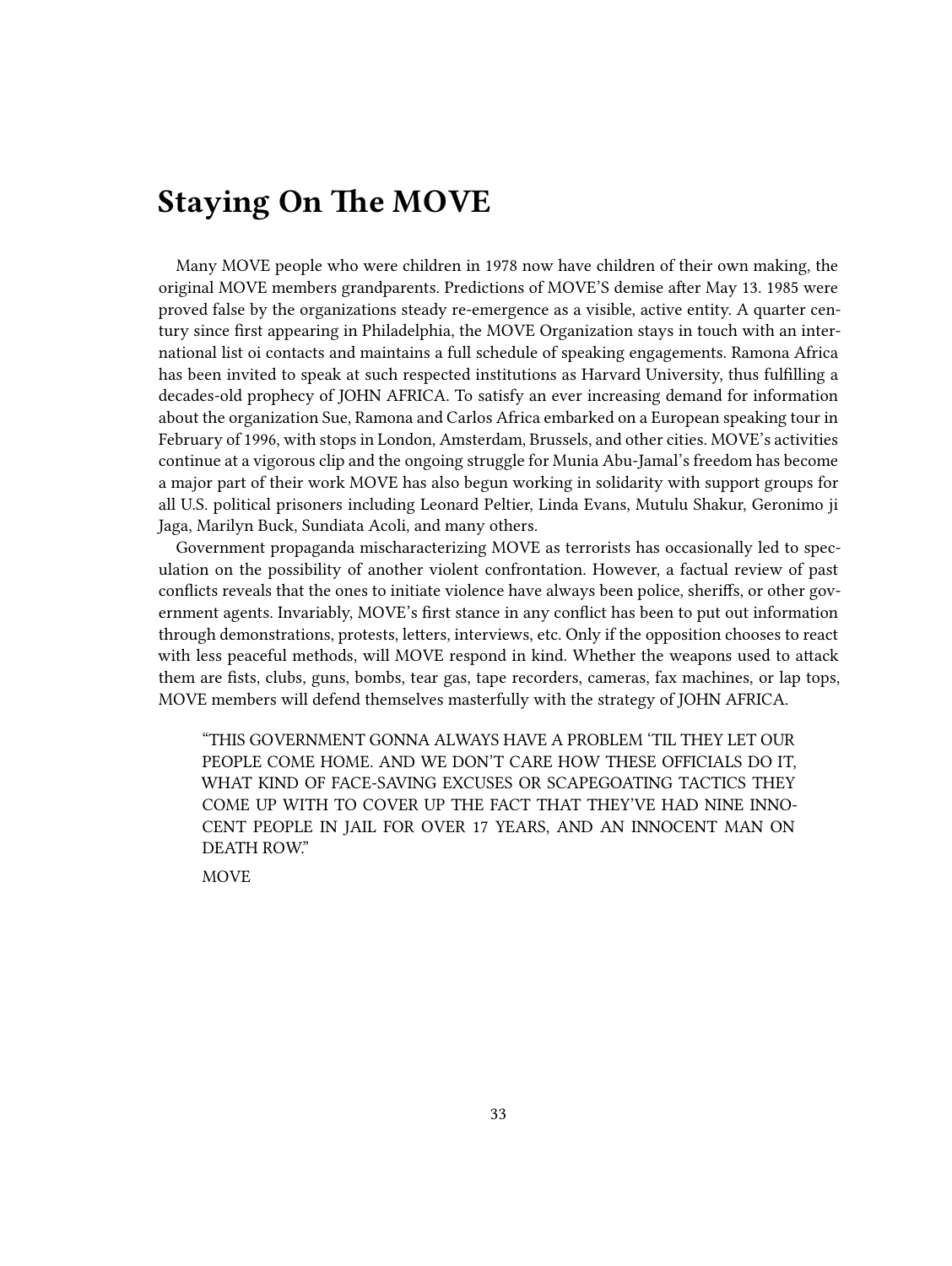## Staying On The MOVE

Many MOVE people who were children in 1978 now have children of their own making, the original MOVE members grandparents. Predictions of MOVE'S demise after May 13. 1985 were proved false by the organizations steady re-emergence as a visible, active entity. A quarter century since first appearing in Philadelphia, the MOVE Organization stays in touch with an international list oi contacts and maintains a full schedule of speaking engagements. Ramona Africa has been invited to speak at such respected institutions as Harvard University, thus fulfilling a decades-old prophecy of JOHN AFRICA. To satisfy an ever increasing demand for information about the organization Sue, Ramona and Carlos Africa embarked on a European speaking tour in February of 1996, with stops in London, Amsterdam, Brussels, and other cities. MOVE's activities continue at a vigorous clip and the ongoing struggle for Munia Abu-Jamal's freedom has become a major part of their work MOVE has also begun working in solidarity with support groups for all U.S. political prisoners including Leonard Peltier, Linda Evans, Mutulu Shakur, Geronimo ji Jaga, Marilyn Buck, Sundiata Acoli, and many others.

Government propaganda mischaracterizing MOVE as terrorists has occasionally led to speculation on the possibility of another violent confrontation. However, a factual review of past conflicts reveals that the ones to initiate violence have always been police, sheriffs, or other government agents. Invariably, MOVE's first stance in any conflict has been to put out information through demonstrations, protests, letters, interviews, etc. Only if the opposition chooses to react with less peaceful methods, will MOVE respond in kind. Whether the weapons used to attack them are fists, clubs, guns, bombs, tear gas, tape recorders, cameras, fax machines, or lap tops, MOVE members will defend themselves masterfully with the strategy of JOHN AFRICA.

> "THIS GOVERNMENT GONNA ALWAYS HAVE A PROBLEM 'TIL THEY LET OUR PEOPLE COME HOME. AND WE DON'T CARE HOW THESE OFFICIALS DO IT, WHAT KIND OF FACE-SAVING EXCUSES OR SCAPEGOATING TACTICS THEY COME UP WITH TO COVER UP THE FACT THAT THEY'VE HAD NINE INNOCENT PEOPLE IN JAIL FOR OVER 17 YEARS, AND AN INNOCENT MAN ON DEATH ROW."
>
> MOVE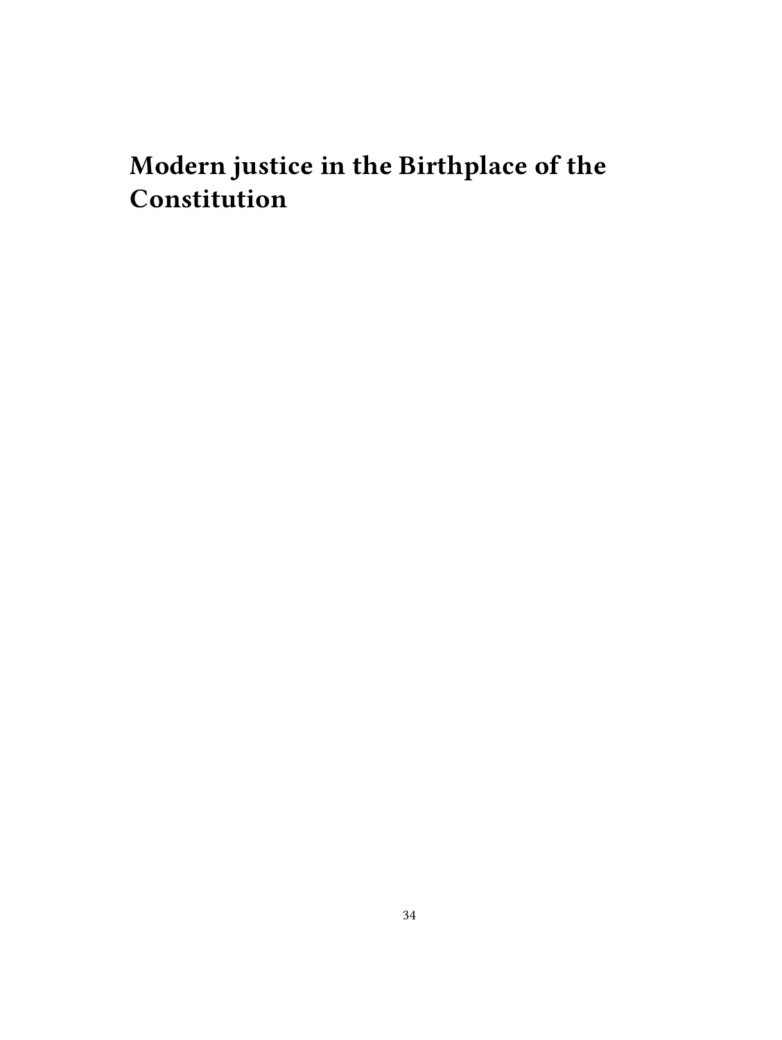# Modern justice in the Birthplace of the Constitution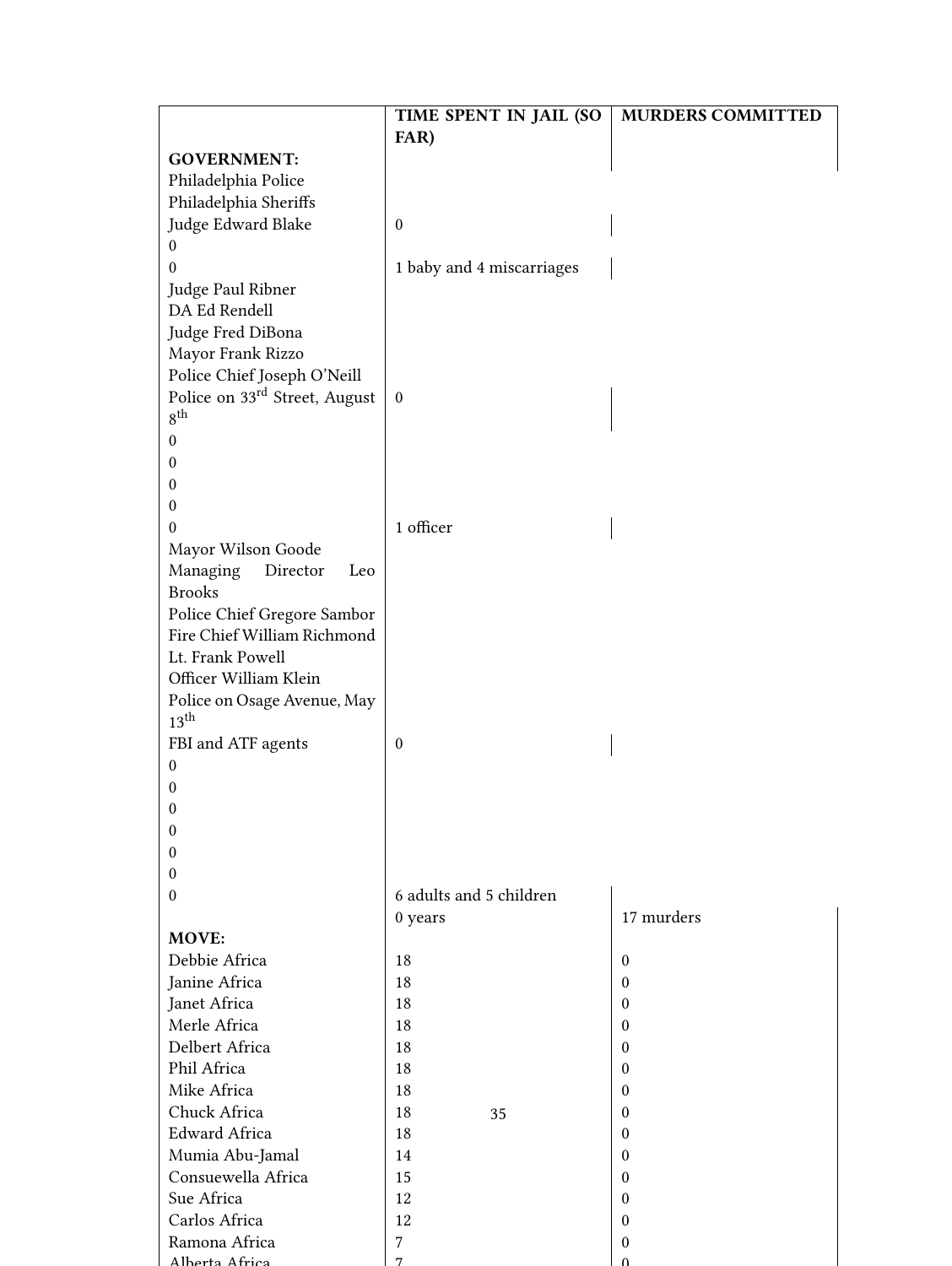| | TIME SPENT IN JAIL (SO FAR) | MURDERS COMMITTED |
|---|---|---|
| **GOVERNMENT:** | | |
| Philadelphia Police | | |
| Philadelphia Sheriffs | | |
| Judge Edward Blake | 0 | |
| 0 | | |
| 0 | 1 baby and 4 miscarriages | |
| Judge Paul Ribner | | |
| DA Ed Rendell | | |
| Judge Fred DiBona | | |
| Mayor Frank Rizzo | | |
| Police Chief Joseph O'Neill | | |
| Police on 33rd Street, August 8th | 0 | |
| 0 | | |
| 0 | | |
| 0 | | |
| 0 | | |
| 0 | 1 officer | |
| Mayor Wilson Goode | | |
| Managing Director Leo Brooks | | |
| Police Chief Gregore Sambor | | |
| Fire Chief William Richmond | | |
| Lt. Frank Powell | | |
| Officer William Klein | | |
| Police on Osage Avenue, May 13th | | |
| FBI and ATF agents | 0 | |
| 0 | | |
| 0 | | |
| 0 | | |
| 0 | | |
| 0 | | |
| 0 | | |
| 0 | 6 adults and 5 children | |
| | 0 years | 17 murders |
| **MOVE:** | | |
| Debbie Africa | 18 | 0 |
| Janine Africa | 18 | 0 |
| Janet Africa | 18 | 0 |
| Merle Africa | 18 | 0 |
| Delbert Africa | 18 | 0 |
| Phil Africa | 18 | 0 |
| Mike Africa | 18 | 0 |
| Chuck Africa | 18 | 0 |
| Edward Africa | 18 | 0 |
| Mumia Abu-Jamal | 14 | 0 |
| Consuewella Africa | 15 | 0 |
| Sue Africa | 12 | 0 |
| Carlos Africa | 12 | 0 |
| Ramona Africa | 7 | 0 |
| Alberta Africa | 7 | 0 |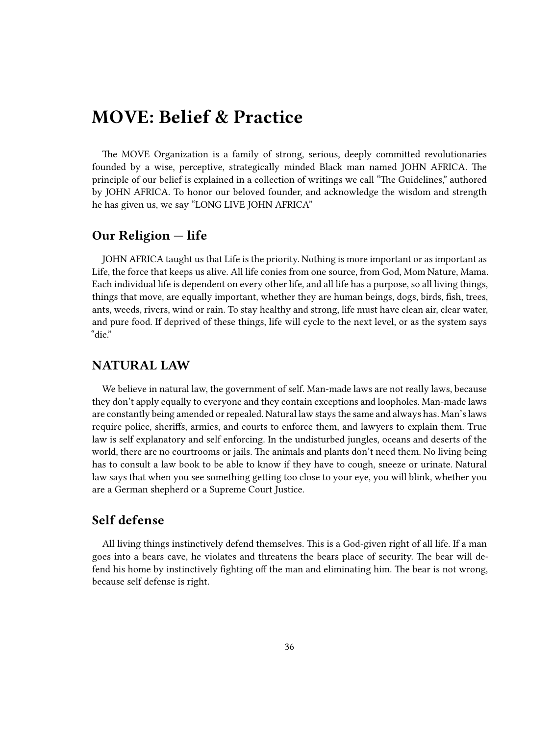# MOVE: Belief & Practice

The MOVE Organization is a family of strong, serious, deeply committed revolutionaries founded by a wise, perceptive, strategically minded Black man named JOHN AFRICA. The principle of our belief is explained in a collection of writings we call "The Guidelines," authored by JOHN AFRICA. To honor our beloved founder, and acknowledge the wisdom and strength he has given us, we say "LONG LIVE JOHN AFRICA"

## Our Religion — life

JOHN AFRICA taught us that Life is the priority. Nothing is more important or as important as Life, the force that keeps us alive. All life conies from one source, from God, Mom Nature, Mama. Each individual life is dependent on every other life, and all life has a purpose, so all living things, things that move, are equally important, whether they are human beings, dogs, birds, fish, trees, ants, weeds, rivers, wind or rain. To stay healthy and strong, life must have clean air, clear water, and pure food. If deprived of these things, life will cycle to the next level, or as the system says "die."

## NATURAL LAW

We believe in natural law, the government of self. Man-made laws are not really laws, because they don't apply equally to everyone and they contain exceptions and loopholes. Man-made laws are constantly being amended or repealed. Natural law stays the same and always has. Man's laws require police, sheriffs, armies, and courts to enforce them, and lawyers to explain them. True law is self explanatory and self enforcing. In the undisturbed jungles, oceans and deserts of the world, there are no courtrooms or jails. The animals and plants don't need them. No living being has to consult a law book to be able to know if they have to cough, sneeze or urinate. Natural law says that when you see something getting too close to your eye, you will blink, whether you are a German shepherd or a Supreme Court Justice.

## Self defense

All living things instinctively defend themselves. This is a God-given right of all life. If a man goes into a bears cave, he violates and threatens the bears place of security. The bear will defend his home by instinctively fighting off the man and eliminating him. The bear is not wrong, because self defense is right.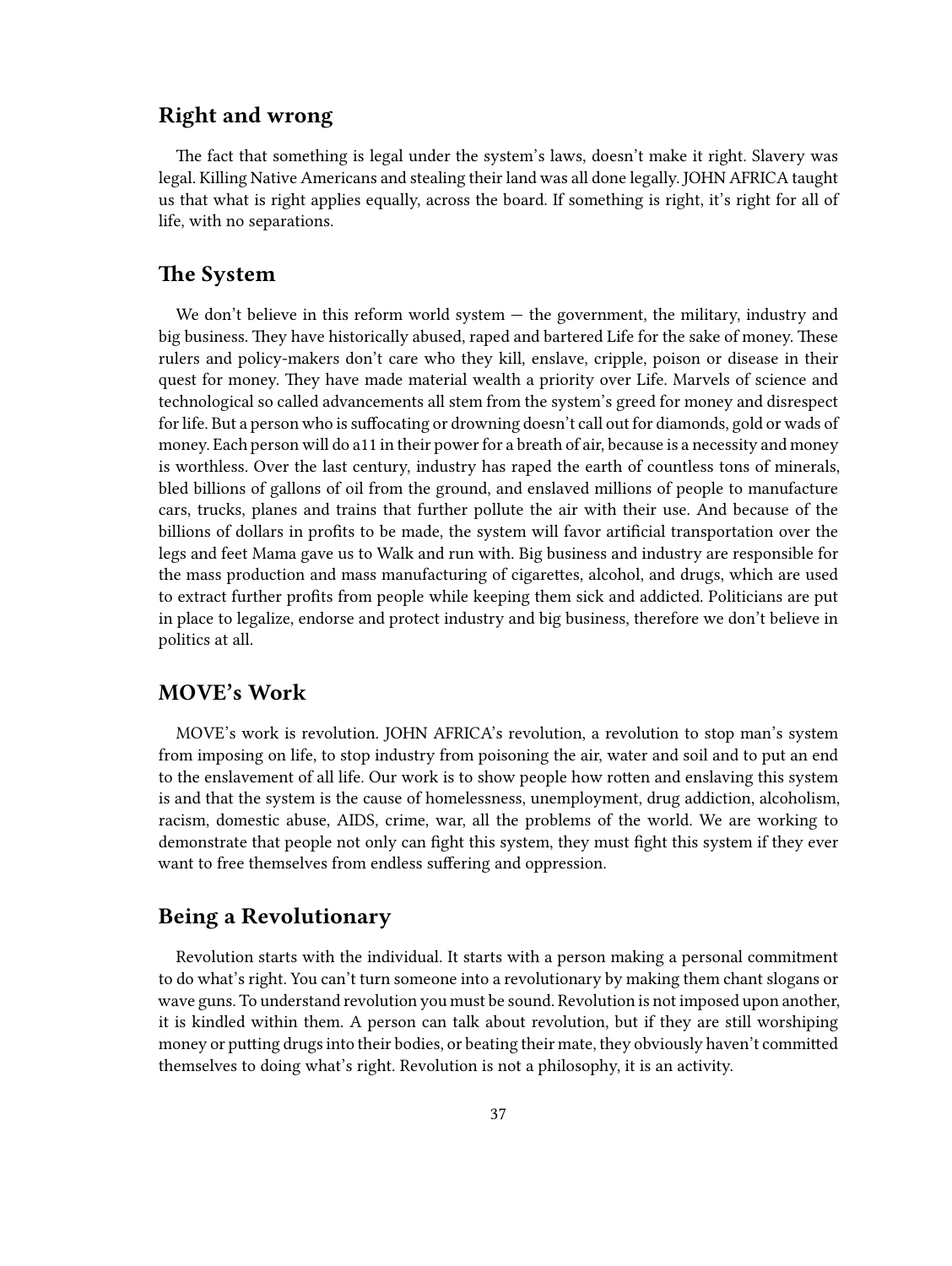## Right and wrong

The fact that something is legal under the system's laws, doesn't make it right. Slavery was legal. Killing Native Americans and stealing their land was all done legally. JOHN AFRICA taught us that what is right applies equally, across the board. If something is right, it's right for all of life, with no separations.

## The System

We don't believe in this reform world system — the government, the military, industry and big business. They have historically abused, raped and bartered Life for the sake of money. These rulers and policy-makers don't care who they kill, enslave, cripple, poison or disease in their quest for money. They have made material wealth a priority over Life. Marvels of science and technological so called advancements all stem from the system's greed for money and disrespect for life. But a person who is suffocating or drowning doesn't call out for diamonds, gold or wads of money. Each person will do a11 in their power for a breath of air, because is a necessity and money is worthless. Over the last century, industry has raped the earth of countless tons of minerals, bled billions of gallons of oil from the ground, and enslaved millions of people to manufacture cars, trucks, planes and trains that further pollute the air with their use. And because of the billions of dollars in profits to be made, the system will favor artificial transportation over the legs and feet Mama gave us to Walk and run with. Big business and industry are responsible for the mass production and mass manufacturing of cigarettes, alcohol, and drugs, which are used to extract further profits from people while keeping them sick and addicted. Politicians are put in place to legalize, endorse and protect industry and big business, therefore we don't believe in politics at all.

## MOVE's Work

MOVE's work is revolution. JOHN AFRICA's revolution, a revolution to stop man's system from imposing on life, to stop industry from poisoning the air, water and soil and to put an end to the enslavement of all life. Our work is to show people how rotten and enslaving this system is and that the system is the cause of homelessness, unemployment, drug addiction, alcoholism, racism, domestic abuse, AIDS, crime, war, all the problems of the world. We are working to demonstrate that people not only can fight this system, they must fight this system if they ever want to free themselves from endless suffering and oppression.

## Being a Revolutionary

Revolution starts with the individual. It starts with a person making a personal commitment to do what's right. You can't turn someone into a revolutionary by making them chant slogans or wave guns. To understand revolution you must be sound. Revolution is not imposed upon another, it is kindled within them. A person can talk about revolution, but if they are still worshiping money or putting drugs into their bodies, or beating their mate, they obviously haven't committed themselves to doing what's right. Revolution is not a philosophy, it is an activity.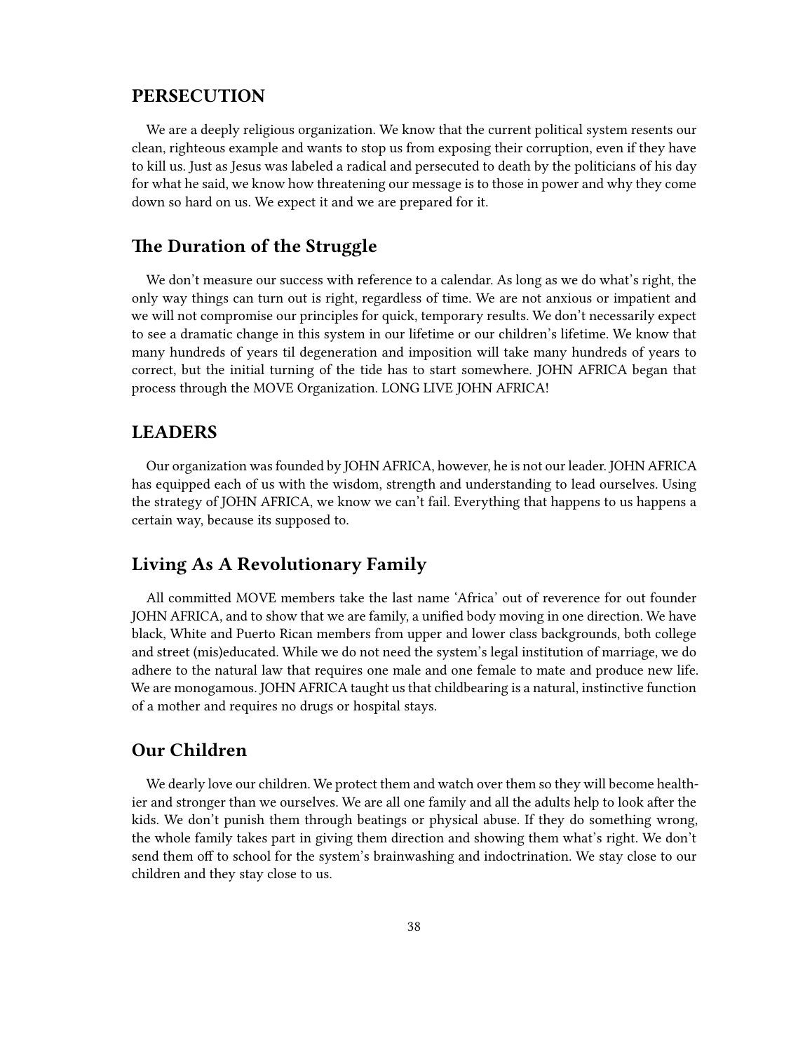## PERSECUTION

We are a deeply religious organization. We know that the current political system resents our clean, righteous example and wants to stop us from exposing their corruption, even if they have to kill us. Just as Jesus was labeled a radical and persecuted to death by the politicians of his day for what he said, we know how threatening our message is to those in power and why they come down so hard on us. We expect it and we are prepared for it.

## The Duration of the Struggle

We don't measure our success with reference to a calendar. As long as we do what's right, the only way things can turn out is right, regardless of time. We are not anxious or impatient and we will not compromise our principles for quick, temporary results. We don't necessarily expect to see a dramatic change in this system in our lifetime or our children's lifetime. We know that many hundreds of years til degeneration and imposition will take many hundreds of years to correct, but the initial turning of the tide has to start somewhere. JOHN AFRICA began that process through the MOVE Organization. LONG LIVE JOHN AFRICA!

## LEADERS

Our organization was founded by JOHN AFRICA, however, he is not our leader. JOHN AFRICA has equipped each of us with the wisdom, strength and understanding to lead ourselves. Using the strategy of JOHN AFRICA, we know we can't fail. Everything that happens to us happens a certain way, because its supposed to.

## Living As A Revolutionary Family

All committed MOVE members take the last name 'Africa' out of reverence for out founder JOHN AFRICA, and to show that we are family, a unified body moving in one direction. We have black, White and Puerto Rican members from upper and lower class backgrounds, both college and street (mis)educated. While we do not need the system's legal institution of marriage, we do adhere to the natural law that requires one male and one female to mate and produce new life. We are monogamous. JOHN AFRICA taught us that childbearing is a natural, instinctive function of a mother and requires no drugs or hospital stays.

## Our Children

We dearly love our children. We protect them and watch over them so they will become healthier and stronger than we ourselves. We are all one family and all the adults help to look after the kids. We don't punish them through beatings or physical abuse. If they do something wrong, the whole family takes part in giving them direction and showing them what's right. We don't send them off to school for the system's brainwashing and indoctrination. We stay close to our children and they stay close to us.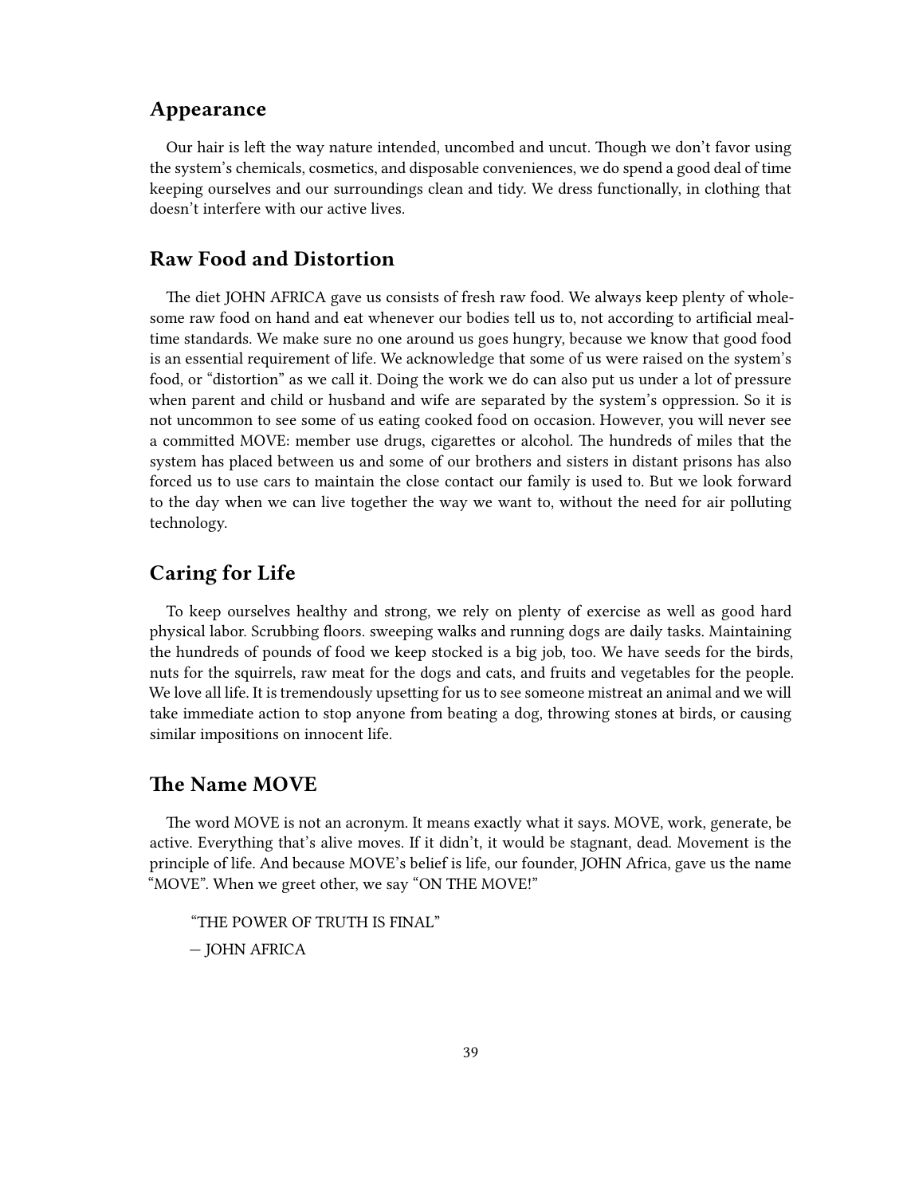## Appearance

Our hair is left the way nature intended, uncombed and uncut. Though we don't favor using the system's chemicals, cosmetics, and disposable conveniences, we do spend a good deal of time keeping ourselves and our surroundings clean and tidy. We dress functionally, in clothing that doesn't interfere with our active lives.

## Raw Food and Distortion

The diet JOHN AFRICA gave us consists of fresh raw food. We always keep plenty of wholesome raw food on hand and eat whenever our bodies tell us to, not according to artificial mealtime standards. We make sure no one around us goes hungry, because we know that good food is an essential requirement of life. We acknowledge that some of us were raised on the system's food, or "distortion" as we call it. Doing the work we do can also put us under a lot of pressure when parent and child or husband and wife are separated by the system's oppression. So it is not uncommon to see some of us eating cooked food on occasion. However, you will never see a committed MOVE: member use drugs, cigarettes or alcohol. The hundreds of miles that the system has placed between us and some of our brothers and sisters in distant prisons has also forced us to use cars to maintain the close contact our family is used to. But we look forward to the day when we can live together the way we want to, without the need for air polluting technology.

## Caring for Life

To keep ourselves healthy and strong, we rely on plenty of exercise as well as good hard physical labor. Scrubbing floors. sweeping walks and running dogs are daily tasks. Maintaining the hundreds of pounds of food we keep stocked is a big job, too. We have seeds for the birds, nuts for the squirrels, raw meat for the dogs and cats, and fruits and vegetables for the people. We love all life. It is tremendously upsetting for us to see someone mistreat an animal and we will take immediate action to stop anyone from beating a dog, throwing stones at birds, or causing similar impositions on innocent life.

## The Name MOVE

The word MOVE is not an acronym. It means exactly what it says. MOVE, work, generate, be active. Everything that's alive moves. If it didn't, it would be stagnant, dead. Movement is the principle of life. And because MOVE's belief is life, our founder, JOHN Africa, gave us the name "MOVE". When we greet other, we say "ON THE MOVE!"

> "THE POWER OF TRUTH IS FINAL"
>
> — JOHN AFRICA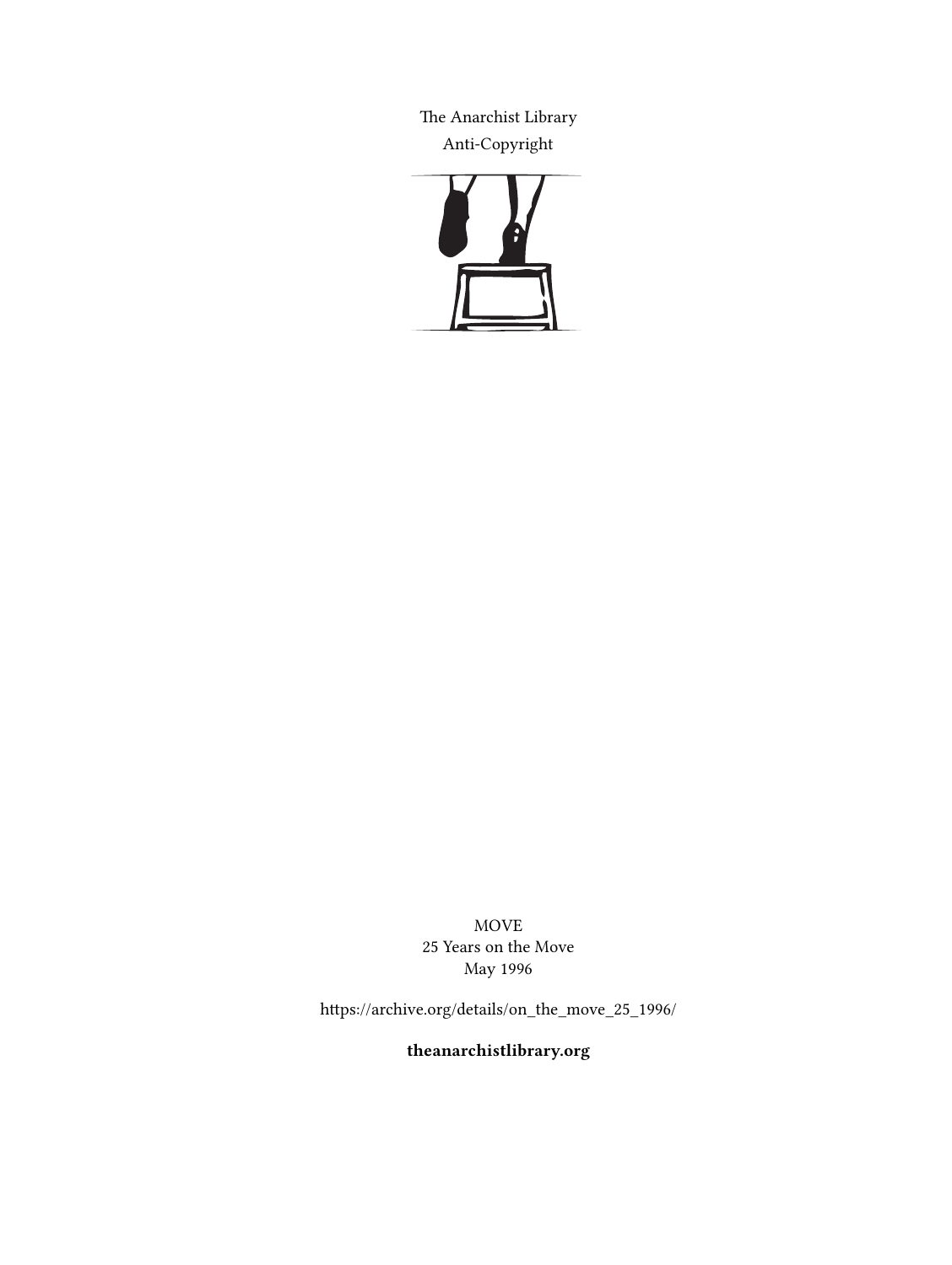The Anarchist Library
Anti-Copyright

MOVE
25 Years on the Move
May 1996

https://archive.org/details/on_the_move_25_1996/

**theanarchistlibrary.org**